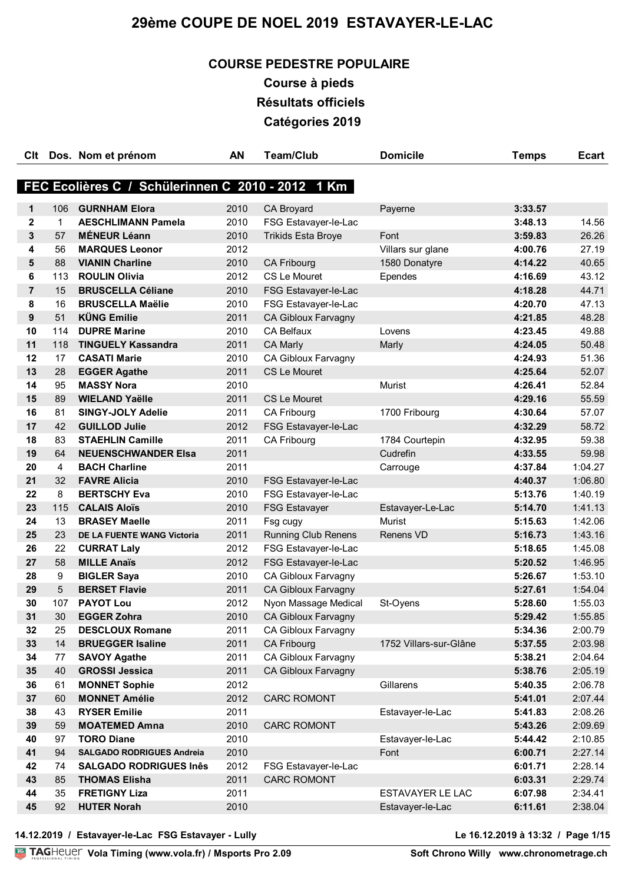# 29ème COUPE DE NOEL 2019 ESTAVAYER-LE-LAC

## COURSE PEDESTRE POPULAIRE

## Course à pieds

## Résultats officiels

## Catégories 2019

| Clt | Dos. | Nom et prénom | AN | Team/Club | Domicile | Temps | Ecart |
|---|---|---|---|---|---|---|---|
| **FEC Ecolières C / Schülerinnen C 2010 - 2012 1 Km** | | | | | | | |
| **1** | 106 | **GURNHAM Elora** | 2010 | CA Broyard | Payerne | **3:33.57** | |
| **2** | 1 | **AESCHLIMANN Pamela** | 2010 | FSG Estavayer-le-Lac | | **3:48.13** | 14.56 |
| **3** | 57 | **MÉNEUR Léann** | 2010 | Trikids Esta Broye | Font | **3:59.83** | 26.26 |
| **4** | 56 | **MARQUES Leonor** | 2012 | | Villars sur glane | **4:00.76** | 27.19 |
| **5** | 88 | **VIANIN Charline** | 2010 | CA Fribourg | 1580 Donatyre | **4:14.22** | 40.65 |
| **6** | 113 | **ROULIN Olivia** | 2012 | CS Le Mouret | Ependes | **4:16.69** | 43.12 |
| **7** | 15 | **BRUSCELLA Céliane** | 2010 | FSG Estavayer-le-Lac | | **4:18.28** | 44.71 |
| **8** | 16 | **BRUSCELLA Maëlie** | 2010 | FSG Estavayer-le-Lac | | **4:20.70** | 47.13 |
| **9** | 51 | **KÜNG Emilie** | 2011 | CA Gibloux Farvagny | | **4:21.85** | 48.28 |
| **10** | 114 | **DUPRE Marine** | 2010 | CA Belfaux | Lovens | **4:23.45** | 49.88 |
| **11** | 118 | **TINGUELY Kassandra** | 2011 | CA Marly | Marly | **4:24.05** | 50.48 |
| **12** | 17 | **CASATI Marie** | 2010 | CA Gibloux Farvagny | | **4:24.93** | 51.36 |
| **13** | 28 | **EGGER Agathe** | 2011 | CS Le Mouret | | **4:25.64** | 52.07 |
| **14** | 95 | **MASSY Nora** | 2010 | | Murist | **4:26.41** | 52.84 |
| **15** | 89 | **WIELAND Yaëlle** | 2011 | CS Le Mouret | | **4:29.16** | 55.59 |
| **16** | 81 | **SINGY-JOLY Adelie** | 2011 | CA Fribourg | 1700 Fribourg | **4:30.64** | 57.07 |
| **17** | 42 | **GUILLOD Julie** | 2012 | FSG Estavayer-le-Lac | | **4:32.29** | 58.72 |
| **18** | 83 | **STAEHLIN Camille** | 2011 | CA Fribourg | 1784 Courtepin | **4:32.95** | 59.38 |
| **19** | 64 | **NEUENSCHWANDER Elsa** | 2011 | | Cudrefin | **4:33.55** | 59.98 |
| **20** | 4 | **BACH Charline** | 2011 | | Carrouge | **4:37.84** | 1:04.27 |
| **21** | 32 | **FAVRE Alicia** | 2010 | FSG Estavayer-le-Lac | | **4:40.37** | 1:06.80 |
| **22** | 8 | **BERTSCHY Eva** | 2010 | FSG Estavayer-le-Lac | | **5:13.76** | 1:40.19 |
| **23** | 115 | **CALAIS Aloïs** | 2010 | FSG Estavayer | Estavayer-Le-Lac | **5:14.70** | 1:41.13 |
| **24** | 13 | **BRASEY Maelle** | 2011 | Fsg cugy | Murist | **5:15.63** | 1:42.06 |
| **25** | 23 | **DE LA FUENTE WANG Victoria** | 2011 | Running Club Renens | Renens VD | **5:16.73** | 1:43.16 |
| **26** | 22 | **CURRAT Laly** | 2012 | FSG Estavayer-le-Lac | | **5:18.65** | 1:45.08 |
| **27** | 58 | **MILLE Anaïs** | 2012 | FSG Estavayer-le-Lac | | **5:20.52** | 1:46.95 |
| **28** | 9 | **BIGLER Saya** | 2010 | CA Gibloux Farvagny | | **5:26.67** | 1:53.10 |
| **29** | 5 | **BERSET Flavie** | 2011 | CA Gibloux Farvagny | | **5:27.61** | 1:54.04 |
| **30** | 107 | **PAYOT Lou** | 2012 | Nyon Massage Medical | St-Oyens | **5:28.60** | 1:55.03 |
| **31** | 30 | **EGGER Zohra** | 2010 | CA Gibloux Farvagny | | **5:29.42** | 1:55.85 |
| **32** | 25 | **DESCLOUX Romane** | 2011 | CA Gibloux Farvagny | | **5:34.36** | 2:00.79 |
| **33** | 14 | **BRUEGGER Isaline** | 2011 | CA Fribourg | 1752 Villars-sur-Glâne | **5:37.55** | 2:03.98 |
| **34** | 77 | **SAVOY Agathe** | 2011 | CA Gibloux Farvagny | | **5:38.21** | 2:04.64 |
| **35** | 40 | **GROSSI Jessica** | 2011 | CA Gibloux Farvagny | | **5:38.76** | 2:05.19 |
| **36** | 61 | **MONNET Sophie** | 2012 | | Gillarens | **5:40.35** | 2:06.78 |
| **37** | 60 | **MONNET Amélie** | 2012 | CARC ROMONT | | **5:41.01** | 2:07.44 |
| **38** | 43 | **RYSER Emilie** | 2011 | | Estavayer-le-Lac | **5:41.83** | 2:08.26 |
| **39** | 59 | **MOATEMED Amna** | 2010 | CARC ROMONT | | **5:43.26** | 2:09.69 |
| **40** | 97 | **TORO Diane** | 2010 | | Estavayer-le-Lac | **5:44.42** | 2:10.85 |
| **41** | 94 | **SALGADO RODRIGUES Andreia** | 2010 | | Font | **6:00.71** | 2:27.14 |
| **42** | 74 | **SALGADO RODRIGUES Inês** | 2012 | FSG Estavayer-le-Lac | | **6:01.71** | 2:28.14 |
| **43** | 85 | **THOMAS Elisha** | 2011 | CARC ROMONT | | **6:03.31** | 2:29.74 |
| **44** | 35 | **FRETIGNY Liza** | 2011 | | ESTAVAYER LE LAC | **6:07.98** | 2:34.41 |
| **45** | 92 | **HUTER Norah** | 2010 | | Estavayer-le-Lac | **6:11.61** | 2:38.04 |

**14.12.2019 / Estavayer-le-Lac FSG Estavayer - Lully** — **Le 16.12.2019 à 13:32**

TAG Heuer **Vola Timing (www.vola.fr) / Msports Pro 2.09** — **Soft Chrono Willy www.chronometrage.ch**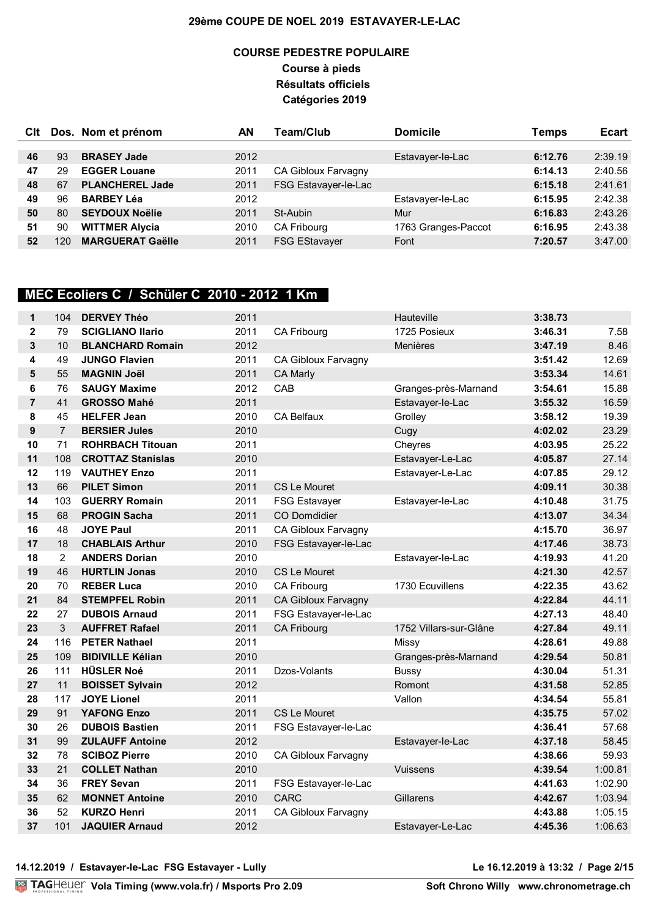# 29ème COUPE DE NOEL 2019 ESTAVAYER-LE-LAC

## COURSE PEDESTRE POPULAIRE

**Course à pieds**

**Résultats officiels**

**Catégories 2019**

| Clt | Dos. | Nom et prénom | AN | Team/Club | Domicile | Temps | Ecart |
|---|---|---|---|---|---|---|---|
| 46 | 93 | **BRASEY Jade** | 2012 | | Estavayer-le-Lac | **6:12.76** | 2:39.19 |
| 47 | 29 | **EGGER Louane** | 2011 | CA Gibloux Farvagny | | **6:14.13** | 2:40.56 |
| 48 | 67 | **PLANCHEREL Jade** | 2011 | FSG Estavayer-le-Lac | | **6:15.18** | 2:41.61 |
| 49 | 96 | **BARBEY Léa** | 2012 | | Estavayer-le-Lac | **6:15.95** | 2:42.38 |
| 50 | 80 | **SEYDOUX Noëlie** | 2011 | St-Aubin | Mur | **6:16.83** | 2:43.26 |
| 51 | 90 | **WITTMER Alycia** | 2010 | CA Fribourg | 1763 Granges-Paccot | **6:16.95** | 2:43.38 |
| 52 | 120 | **MARGUERAT Gaëlle** | 2011 | FSG EStavayer | Font | **7:20.57** | 3:47.00 |

## MEC Ecoliers C / Schüler C 2010 - 2012 1 Km

| Clt | Dos. | Nom et prénom | AN | Team/Club | Domicile | Temps | Ecart |
|---|---|---|---|---|---|---|---|
| 1 | 104 | **DERVEY Théo** | 2011 | | Hauteville | **3:38.73** | |
| 2 | 79 | **SCIGLIANO Ilario** | 2011 | CA Fribourg | 1725 Posieux | **3:46.31** | 7.58 |
| 3 | 10 | **BLANCHARD Romain** | 2012 | | Menières | **3:47.19** | 8.46 |
| 4 | 49 | **JUNGO Flavien** | 2011 | CA Gibloux Farvagny | | **3:51.42** | 12.69 |
| 5 | 55 | **MAGNIN Joël** | 2011 | CA Marly | | **3:53.34** | 14.61 |
| 6 | 76 | **SAUGY Maxime** | 2012 | CAB | Granges-près-Marnand | **3:54.61** | 15.88 |
| 7 | 41 | **GROSSO Mahé** | 2011 | | Estavayer-le-Lac | **3:55.32** | 16.59 |
| 8 | 45 | **HELFER Jean** | 2010 | CA Belfaux | Grolley | **3:58.12** | 19.39 |
| 9 | 7 | **BERSIER Jules** | 2010 | | Cugy | **4:02.02** | 23.29 |
| 10 | 71 | **ROHRBACH Titouan** | 2011 | | Cheyres | **4:03.95** | 25.22 |
| 11 | 108 | **CROTTAZ Stanislas** | 2010 | | Estavayer-Le-Lac | **4:05.87** | 27.14 |
| 12 | 119 | **VAUTHEY Enzo** | 2011 | | Estavayer-Le-Lac | **4:07.85** | 29.12 |
| 13 | 66 | **PILET Simon** | 2011 | CS Le Mouret | | **4:09.11** | 30.38 |
| 14 | 103 | **GUERRY Romain** | 2011 | FSG Estavayer | Estavayer-le-Lac | **4:10.48** | 31.75 |
| 15 | 68 | **PROGIN Sacha** | 2011 | CO Domdidier | | **4:13.07** | 34.34 |
| 16 | 48 | **JOYE Paul** | 2011 | CA Gibloux Farvagny | | **4:15.70** | 36.97 |
| 17 | 18 | **CHABLAIS Arthur** | 2010 | FSG Estavayer-le-Lac | | **4:17.46** | 38.73 |
| 18 | 2 | **ANDERS Dorian** | 2010 | | Estavayer-le-Lac | **4:19.93** | 41.20 |
| 19 | 46 | **HURTLIN Jonas** | 2010 | CS Le Mouret | | **4:21.30** | 42.57 |
| 20 | 70 | **REBER Luca** | 2010 | CA Fribourg | 1730 Ecuvillens | **4:22.35** | 43.62 |
| 21 | 84 | **STEMPFEL Robin** | 2011 | CA Gibloux Farvagny | | **4:22.84** | 44.11 |
| 22 | 27 | **DUBOIS Arnaud** | 2011 | FSG Estavayer-le-Lac | | **4:27.13** | 48.40 |
| 23 | 3 | **AUFFRET Rafael** | 2011 | CA Fribourg | 1752 Villars-sur-Glâne | **4:27.84** | 49.11 |
| 24 | 116 | **PETER Nathael** | 2011 | | Missy | **4:28.61** | 49.88 |
| 25 | 109 | **BIDIVILLE Kélian** | 2010 | | Granges-près-Marnand | **4:29.54** | 50.81 |
| 26 | 111 | **HÜSLER Noé** | 2011 | Dzos-Volants | Bussy | **4:30.04** | 51.31 |
| 27 | 11 | **BOISSET Sylvain** | 2012 | | Romont | **4:31.58** | 52.85 |
| 28 | 117 | **JOYE Lionel** | 2011 | | Vallon | **4:34.54** | 55.81 |
| 29 | 91 | **YAFONG Enzo** | 2011 | CS Le Mouret | | **4:35.75** | 57.02 |
| 30 | 26 | **DUBOIS Bastien** | 2011 | FSG Estavayer-le-Lac | | **4:36.41** | 57.68 |
| 31 | 99 | **ZULAUFF Antoine** | 2012 | | Estavayer-le-Lac | **4:37.18** | 58.45 |
| 32 | 78 | **SCIBOZ Pierre** | 2010 | CA Gibloux Farvagny | | **4:38.66** | 59.93 |
| 33 | 21 | **COLLET Nathan** | 2010 | | Vuissens | **4:39.54** | 1:00.81 |
| 34 | 36 | **FREY Sevan** | 2011 | FSG Estavayer-le-Lac | | **4:41.63** | 1:02.90 |
| 35 | 62 | **MONNET Antoine** | 2010 | CARC | Gillarens | **4:42.67** | 1:03.94 |
| 36 | 52 | **KURZO Henri** | 2011 | CA Gibloux Farvagny | | **4:43.88** | 1:05.15 |
| 37 | 101 | **JAQUIER Arnaud** | 2012 | | Estavayer-Le-Lac | **4:45.36** | 1:06.63 |

14.12.2019 / Estavayer-le-Lac FSG Estavayer - Lully

Le 16.12.2019 à 13:32

TAGHeuer Vola Timing (www.vola.fr) / Msports Pro 2.09 — Soft Chrono Willy www.chronometrage.ch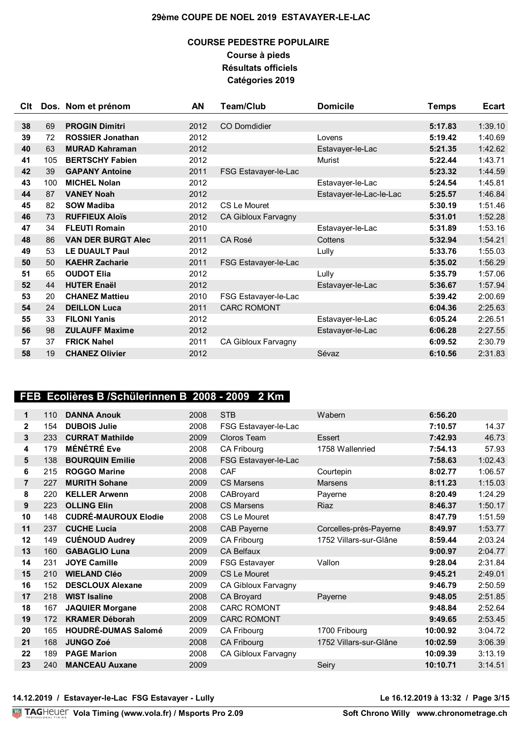# 29ème COUPE DE NOEL 2019 ESTAVAYER-LE-LAC

## COURSE PEDESTRE POPULAIRE

**Course à pieds**
**Résultats officiels**
**Catégories 2019**

| Clt | Dos. | Nom et prénom | AN | Team/Club | Domicile | Temps | Ecart |
|---|---|---|---|---|---|---|---|
| 38 | 69 | **PROGIN Dimitri** | 2012 | CO Domdidier | | **5:17.83** | 1:39.10 |
| 39 | 72 | **ROSSIER Jonathan** | 2012 | | Lovens | **5:19.42** | 1:40.69 |
| 40 | 63 | **MURAD Kahraman** | 2012 | | Estavayer-le-Lac | **5:21.35** | 1:42.62 |
| 41 | 105 | **BERTSCHY Fabien** | 2012 | | Murist | **5:22.44** | 1:43.71 |
| 42 | 39 | **GAPANY Antoine** | 2011 | FSG Estavayer-le-Lac | | **5:23.32** | 1:44.59 |
| 43 | 100 | **MICHEL Nolan** | 2012 | | Estavayer-le-Lac | **5:24.54** | 1:45.81 |
| 44 | 87 | **VANEY Noah** | 2012 | | Estavayer-le-Lac-le-Lac | **5:25.57** | 1:46.84 |
| 45 | 82 | **SOW Madiba** | 2012 | CS Le Mouret | | **5:30.19** | 1:51.46 |
| 46 | 73 | **RUFFIEUX Aloïs** | 2012 | CA Gibloux Farvagny | | **5:31.01** | 1:52.28 |
| 47 | 34 | **FLEUTI Romain** | 2010 | | Estavayer-le-Lac | **5:31.89** | 1:53.16 |
| 48 | 86 | **VAN DER BURGT Alec** | 2011 | CA Rosé | Cottens | **5:32.94** | 1:54.21 |
| 49 | 53 | **LE DUAULT Paul** | 2012 | | Lully | **5:33.76** | 1:55.03 |
| 50 | 50 | **KAEHR Zacharie** | 2011 | FSG Estavayer-le-Lac | | **5:35.02** | 1:56.29 |
| 51 | 65 | **OUDOT Elia** | 2012 | | Lully | **5:35.79** | 1:57.06 |
| 52 | 44 | **HUTER Enaël** | 2012 | | Estavayer-le-Lac | **5:36.67** | 1:57.94 |
| 53 | 20 | **CHANEZ Mattieu** | 2010 | FSG Estavayer-le-Lac | | **5:39.42** | 2:00.69 |
| 54 | 24 | **DEILLON Luca** | 2011 | CARC ROMONT | | **6:04.36** | 2:25.63 |
| 55 | 33 | **FILONI Yanis** | 2012 | | Estavayer-le-Lac | **6:05.24** | 2:26.51 |
| 56 | 98 | **ZULAUFF Maxime** | 2012 | | Estavayer-le-Lac | **6:06.28** | 2:27.55 |
| 57 | 37 | **FRICK Nahel** | 2011 | CA Gibloux Farvagny | | **6:09.52** | 2:30.79 |
| 58 | 19 | **CHANEZ Olivier** | 2012 | | Sévaz | **6:10.56** | 2:31.83 |

## FEB Ecolières B /Schülerinnen B 2008 - 2009 2 Km

| Clt | Dos. | Nom et prénom | AN | Team/Club | Domicile | Temps | Ecart |
|---|---|---|---|---|---|---|---|
| 1 | 110 | **DANNA Anouk** | 2008 | STB | Wabern | **6:56.20** | |
| 2 | 154 | **DUBOIS Julie** | 2008 | FSG Estavayer-le-Lac | | **7:10.57** | 14.37 |
| 3 | 233 | **CURRAT Mathilde** | 2009 | Cloros Team | Essert | **7:42.93** | 46.73 |
| 4 | 179 | **MÉNÉTRÉ Eve** | 2008 | CA Fribourg | 1758 Wallenried | **7:54.13** | 57.93 |
| 5 | 138 | **BOURQUIN Emilie** | 2008 | FSG Estavayer-le-Lac | | **7:58.63** | 1:02.43 |
| 6 | 215 | **ROGGO Marine** | 2008 | CAF | Courtepin | **8:02.77** | 1:06.57 |
| 7 | 227 | **MURITH Sohane** | 2009 | CS Marsens | Marsens | **8:11.23** | 1:15.03 |
| 8 | 220 | **KELLER Arwenn** | 2008 | CABroyard | Payerne | **8:20.49** | 1:24.29 |
| 9 | 223 | **OLLING Elin** | 2008 | CS Marsens | Riaz | **8:46.37** | 1:50.17 |
| 10 | 148 | **CUDRÉ-MAUROUX Elodie** | 2008 | CS Le Mouret | | **8:47.79** | 1:51.59 |
| 11 | 237 | **CUCHE Lucia** | 2008 | CAB Payerne | Corcelles-près-Payerne | **8:49.97** | 1:53.77 |
| 12 | 149 | **CUÉNOUD Audrey** | 2009 | CA Fribourg | 1752 Villars-sur-Glâne | **8:59.44** | 2:03.24 |
| 13 | 160 | **GABAGLIO Luna** | 2009 | CA Belfaux | | **9:00.97** | 2:04.77 |
| 14 | 231 | **JOYE Camille** | 2009 | FSG Estavayer | Vallon | **9:28.04** | 2:31.84 |
| 15 | 210 | **WIELAND Cléo** | 2009 | CS Le Mouret | | **9:45.21** | 2:49.01 |
| 16 | 152 | **DESCLOUX Alexane** | 2009 | CA Gibloux Farvagny | | **9:46.79** | 2:50.59 |
| 17 | 218 | **WIST Isaline** | 2008 | CA Broyard | Payerne | **9:48.05** | 2:51.85 |
| 18 | 167 | **JAQUIER Morgane** | 2008 | CARC ROMONT | | **9:48.84** | 2:52.64 |
| 19 | 172 | **KRAMER Déborah** | 2009 | CARC ROMONT | | **9:49.65** | 2:53.45 |
| 20 | 165 | **HOUDRÉ-DUMAS Salomé** | 2009 | CA Fribourg | 1700 Fribourg | **10:00.92** | 3:04.72 |
| 21 | 168 | **JUNGO Zoé** | 2008 | CA Fribourg | 1752 Villars-sur-Glâne | **10:02.59** | 3:06.39 |
| 22 | 189 | **PAGE Marion** | 2008 | CA Gibloux Farvagny | | **10:09.39** | 3:13.19 |
| 23 | 240 | **MANCEAU Auxane** | 2009 | | Seiry | **10:10.71** | 3:14.51 |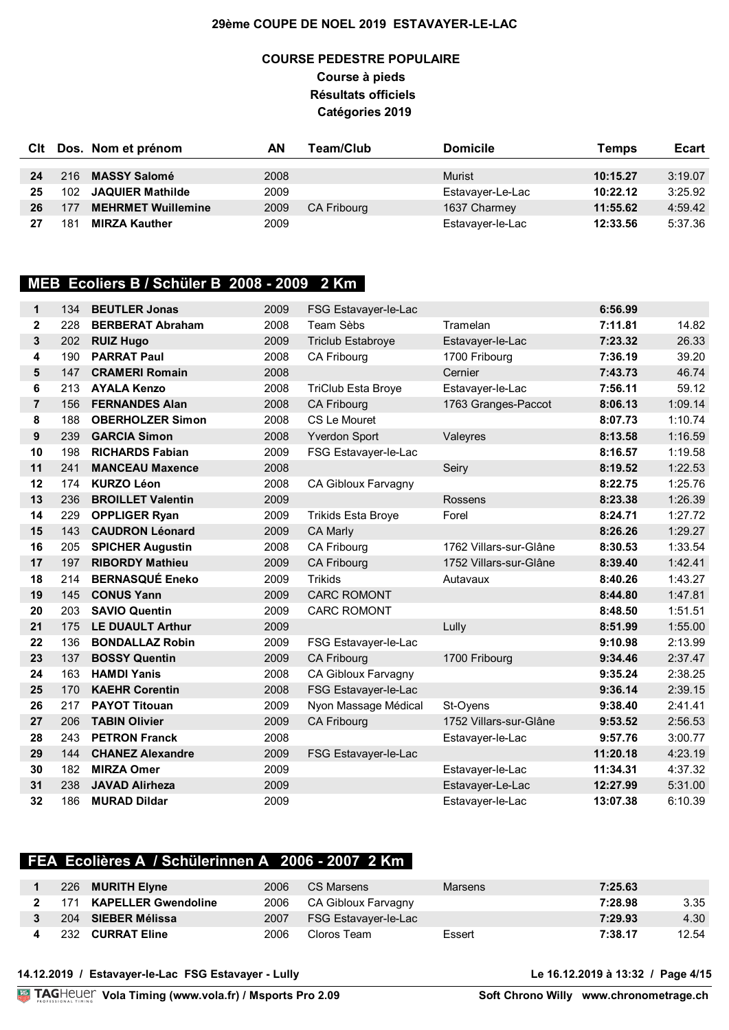29ème COUPE DE NOEL 2019 ESTAVAYER-LE-LAC

**COURSE PEDESTRE POPULAIRE**
**Course à pieds**
**Résultats officiels**
**Catégories 2019**

| Clt | Dos. | Nom et prénom | AN | Team/Club | Domicile | Temps | Ecart |
|---|---|---|---|---|---|---|---|
| 24 | 216 | **MASSY Salomé** | 2008 | | Murist | **10:15.27** | 3:19.07 |
| 25 | 102 | **JAQUIER Mathilde** | 2009 | | Estavayer-Le-Lac | **10:22.12** | 3:25.92 |
| 26 | 177 | **MEHRMET Wuillemine** | 2009 | CA Fribourg | 1637 Charmey | **11:55.62** | 4:59.42 |
| 27 | 181 | **MIRZA Kauther** | 2009 | | Estavayer-le-Lac | **12:33.56** | 5:37.36 |

## MEB Ecoliers B / Schüler B 2008 - 2009 2 Km

| Clt | Dos. | Nom et prénom | AN | Team/Club | Domicile | Temps | Ecart |
|---|---|---|---|---|---|---|---|
| 1 | 134 | **BEUTLER Jonas** | 2009 | FSG Estavayer-le-Lac | | **6:56.99** | |
| 2 | 228 | **BERBERAT Abraham** | 2008 | Team Sèbs | Tramelan | **7:11.81** | 14.82 |
| 3 | 202 | **RUIZ Hugo** | 2009 | Triclub Estabroye | Estavayer-le-Lac | **7:23.32** | 26.33 |
| 4 | 190 | **PARRAT Paul** | 2008 | CA Fribourg | 1700 Fribourg | **7:36.19** | 39.20 |
| 5 | 147 | **CRAMERI Romain** | 2008 | | Cernier | **7:43.73** | 46.74 |
| 6 | 213 | **AYALA Kenzo** | 2008 | TriClub Esta Broye | Estavayer-le-Lac | **7:56.11** | 59.12 |
| 7 | 156 | **FERNANDES Alan** | 2008 | CA Fribourg | 1763 Granges-Paccot | **8:06.13** | 1:09.14 |
| 8 | 188 | **OBERHOLZER Simon** | 2008 | CS Le Mouret | | **8:07.73** | 1:10.74 |
| 9 | 239 | **GARCIA Simon** | 2008 | Yverdon Sport | Valeyres | **8:13.58** | 1:16.59 |
| 10 | 198 | **RICHARDS Fabian** | 2009 | FSG Estavayer-le-Lac | | **8:16.57** | 1:19.58 |
| 11 | 241 | **MANCEAU Maxence** | 2008 | | Seiry | **8:19.52** | 1:22.53 |
| 12 | 174 | **KURZO Léon** | 2008 | CA Gibloux Farvagny | | **8:22.75** | 1:25.76 |
| 13 | 236 | **BROILLET Valentin** | 2009 | | Rossens | **8:23.38** | 1:26.39 |
| 14 | 229 | **OPPLIGER Ryan** | 2009 | Trikids Esta Broye | Forel | **8:24.71** | 1:27.72 |
| 15 | 143 | **CAUDRON Léonard** | 2009 | CA Marly | | **8:26.26** | 1:29.27 |
| 16 | 205 | **SPICHER Augustin** | 2008 | CA Fribourg | 1762 Villars-sur-Glâne | **8:30.53** | 1:33.54 |
| 17 | 197 | **RIBORDY Mathieu** | 2009 | CA Fribourg | 1752 Villars-sur-Glâne | **8:39.40** | 1:42.41 |
| 18 | 214 | **BERNASQUÉ Eneko** | 2009 | Trikids | Autavaux | **8:40.26** | 1:43.27 |
| 19 | 145 | **CONUS Yann** | 2009 | CARC ROMONT | | **8:44.80** | 1:47.81 |
| 20 | 203 | **SAVIO Quentin** | 2009 | CARC ROMONT | | **8:48.50** | 1:51.51 |
| 21 | 175 | **LE DUAULT Arthur** | 2009 | | Lully | **8:51.99** | 1:55.00 |
| 22 | 136 | **BONDALLAZ Robin** | 2009 | FSG Estavayer-le-Lac | | **9:10.98** | 2:13.99 |
| 23 | 137 | **BOSSY Quentin** | 2009 | CA Fribourg | 1700 Fribourg | **9:34.46** | 2:37.47 |
| 24 | 163 | **HAMDI Yanis** | 2008 | CA Gibloux Farvagny | | **9:35.24** | 2:38.25 |
| 25 | 170 | **KAEHR Corentin** | 2008 | FSG Estavayer-le-Lac | | **9:36.14** | 2:39.15 |
| 26 | 217 | **PAYOT Titouan** | 2009 | Nyon Massage Médical | St-Oyens | **9:38.40** | 2:41.41 |
| 27 | 206 | **TABIN Olivier** | 2009 | CA Fribourg | 1752 Villars-sur-Glâne | **9:53.52** | 2:56.53 |
| 28 | 243 | **PETRON Franck** | 2008 | | Estavayer-le-Lac | **9:57.76** | 3:00.77 |
| 29 | 144 | **CHANEZ Alexandre** | 2009 | FSG Estavayer-le-Lac | | **11:20.18** | 4:23.19 |
| 30 | 182 | **MIRZA Omer** | 2009 | | Estavayer-le-Lac | **11:34.31** | 4:37.32 |
| 31 | 238 | **JAVAD Alirheza** | 2009 | | Estavayer-Le-Lac | **12:27.99** | 5:31.00 |
| 32 | 186 | **MURAD Dildar** | 2009 | | Estavayer-le-Lac | **13:07.38** | 6:10.39 |

## FEA Ecolières A / Schülerinnen A 2006 - 2007 2 Km

| Clt | Dos. | Nom et prénom | AN | Team/Club | Domicile | Temps | Ecart |
|---|---|---|---|---|---|---|---|
| 1 | 226 | **MURITH Elyne** | 2006 | CS Marsens | Marsens | **7:25.63** | |
| 2 | 171 | **KAPELLER Gwendoline** | 2006 | CA Gibloux Farvagny | | **7:28.98** | 3.35 |
| 3 | 204 | **SIEBER Mélissa** | 2007 | FSG Estavayer-le-Lac | | **7:29.93** | 4.30 |
| 4 | 232 | **CURRAT Eline** | 2006 | Cloros Team | Essert | **7:38.17** | 12.54 |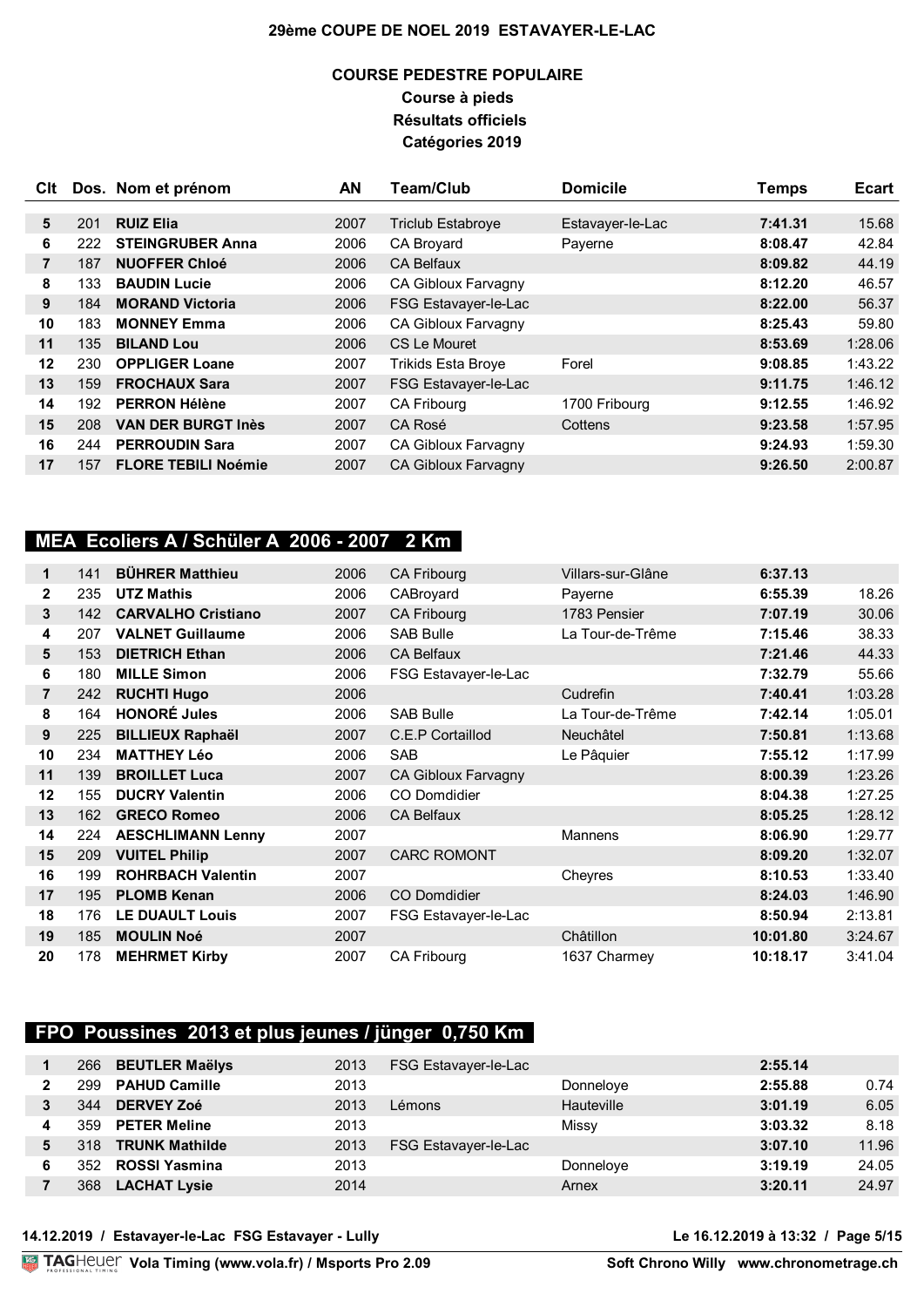# 29ème COUPE DE NOEL 2019 ESTAVAYER-LE-LAC

## COURSE PEDESTRE POPULAIRE

**Course à pieds**
**Résultats officiels**
**Catégories 2019**

| Clt | Dos. | Nom et prénom | AN | Team/Club | Domicile | Temps | Ecart |
|---|---|---|---|---|---|---|---|
| 5 | 201 | **RUIZ Elia** | 2007 | Triclub Estabroye | Estavayer-le-Lac | **7:41.31** | 15.68 |
| 6 | 222 | **STEINGRUBER Anna** | 2006 | CA Broyard | Payerne | **8:08.47** | 42.84 |
| 7 | 187 | **NUOFFER Chloé** | 2006 | CA Belfaux | | **8:09.82** | 44.19 |
| 8 | 133 | **BAUDIN Lucie** | 2006 | CA Gibloux Farvagny | | **8:12.20** | 46.57 |
| 9 | 184 | **MORAND Victoria** | 2006 | FSG Estavayer-le-Lac | | **8:22.00** | 56.37 |
| 10 | 183 | **MONNEY Emma** | 2006 | CA Gibloux Farvagny | | **8:25.43** | 59.80 |
| 11 | 135 | **BILAND Lou** | 2006 | CS Le Mouret | | **8:53.69** | 1:28.06 |
| 12 | 230 | **OPPLIGER Loane** | 2007 | Trikids Esta Broye | Forel | **9:08.85** | 1:43.22 |
| 13 | 159 | **FROCHAUX Sara** | 2007 | FSG Estavayer-le-Lac | | **9:11.75** | 1:46.12 |
| 14 | 192 | **PERRON Hélène** | 2007 | CA Fribourg | 1700 Fribourg | **9:12.55** | 1:46.92 |
| 15 | 208 | **VAN DER BURGT Inès** | 2007 | CA Rosé | Cottens | **9:23.58** | 1:57.95 |
| 16 | 244 | **PERROUDIN Sara** | 2007 | CA Gibloux Farvagny | | **9:24.93** | 1:59.30 |
| 17 | 157 | **FLORE TEBILI Noémie** | 2007 | CA Gibloux Farvagny | | **9:26.50** | 2:00.87 |

### MEA Ecoliers A / Schüler A 2006 - 2007 2 Km

| Clt | Dos. | Nom et prénom | AN | Team/Club | Domicile | Temps | Ecart |
|---|---|---|---|---|---|---|---|
| 1 | 141 | **BÜHRER Matthieu** | 2006 | CA Fribourg | Villars-sur-Glâne | **6:37.13** | |
| 2 | 235 | **UTZ Mathis** | 2006 | CABroyard | Payerne | **6:55.39** | 18.26 |
| 3 | 142 | **CARVALHO Cristiano** | 2007 | CA Fribourg | 1783 Pensier | **7:07.19** | 30.06 |
| 4 | 207 | **VALNET Guillaume** | 2006 | SAB Bulle | La Tour-de-Trême | **7:15.46** | 38.33 |
| 5 | 153 | **DIETRICH Ethan** | 2006 | CA Belfaux | | **7:21.46** | 44.33 |
| 6 | 180 | **MILLE Simon** | 2006 | FSG Estavayer-le-Lac | | **7:32.79** | 55.66 |
| 7 | 242 | **RUCHTI Hugo** | 2006 | | Cudrefin | **7:40.41** | 1:03.28 |
| 8 | 164 | **HONORÉ Jules** | 2006 | SAB Bulle | La Tour-de-Trême | **7:42.14** | 1:05.01 |
| 9 | 225 | **BILLIEUX Raphaël** | 2007 | C.E.P Cortaillod | Neuchâtel | **7:50.81** | 1:13.68 |
| 10 | 234 | **MATTHEY Léo** | 2006 | SAB | Le Pâquier | **7:55.12** | 1:17.99 |
| 11 | 139 | **BROILLET Luca** | 2007 | CA Gibloux Farvagny | | **8:00.39** | 1:23.26 |
| 12 | 155 | **DUCRY Valentin** | 2006 | CO Domdidier | | **8:04.38** | 1:27.25 |
| 13 | 162 | **GRECO Romeo** | 2006 | CA Belfaux | | **8:05.25** | 1:28.12 |
| 14 | 224 | **AESCHLIMANN Lenny** | 2007 | | Mannens | **8:06.90** | 1:29.77 |
| 15 | 209 | **VUITEL Philip** | 2007 | CARC ROMONT | | **8:09.20** | 1:32.07 |
| 16 | 199 | **ROHRBACH Valentin** | 2007 | | Cheyres | **8:10.53** | 1:33.40 |
| 17 | 195 | **PLOMB Kenan** | 2006 | CO Domdidier | | **8:24.03** | 1:46.90 |
| 18 | 176 | **LE DUAULT Louis** | 2007 | FSG Estavayer-le-Lac | | **8:50.94** | 2:13.81 |
| 19 | 185 | **MOULIN Noé** | 2007 | | Châtillon | **10:01.80** | 3:24.67 |
| 20 | 178 | **MEHRMET Kirby** | 2007 | CA Fribourg | 1637 Charmey | **10:18.17** | 3:41.04 |

### FPO Poussines 2013 et plus jeunes / jünger 0,750 Km

| Clt | Dos. | Nom et prénom | AN | Team/Club | Domicile | Temps | Ecart |
|---|---|---|---|---|---|---|---|
| 1 | 266 | **BEUTLER Maëlys** | 2013 | FSG Estavayer-le-Lac | | **2:55.14** | |
| 2 | 299 | **PAHUD Camille** | 2013 | | Donneloye | **2:55.88** | 0.74 |
| 3 | 344 | **DERVEY Zoé** | 2013 | Lémons | Hauteville | **3:01.19** | 6.05 |
| 4 | 359 | **PETER Meline** | 2013 | | Missy | **3:03.32** | 8.18 |
| 5 | 318 | **TRUNK Mathilde** | 2013 | FSG Estavayer-le-Lac | | **3:07.10** | 11.96 |
| 6 | 352 | **ROSSI Yasmina** | 2013 | | Donneloye | **3:19.19** | 24.05 |
| 7 | 368 | **LACHAT Lysie** | 2014 | | Arnex | **3:20.11** | 24.97 |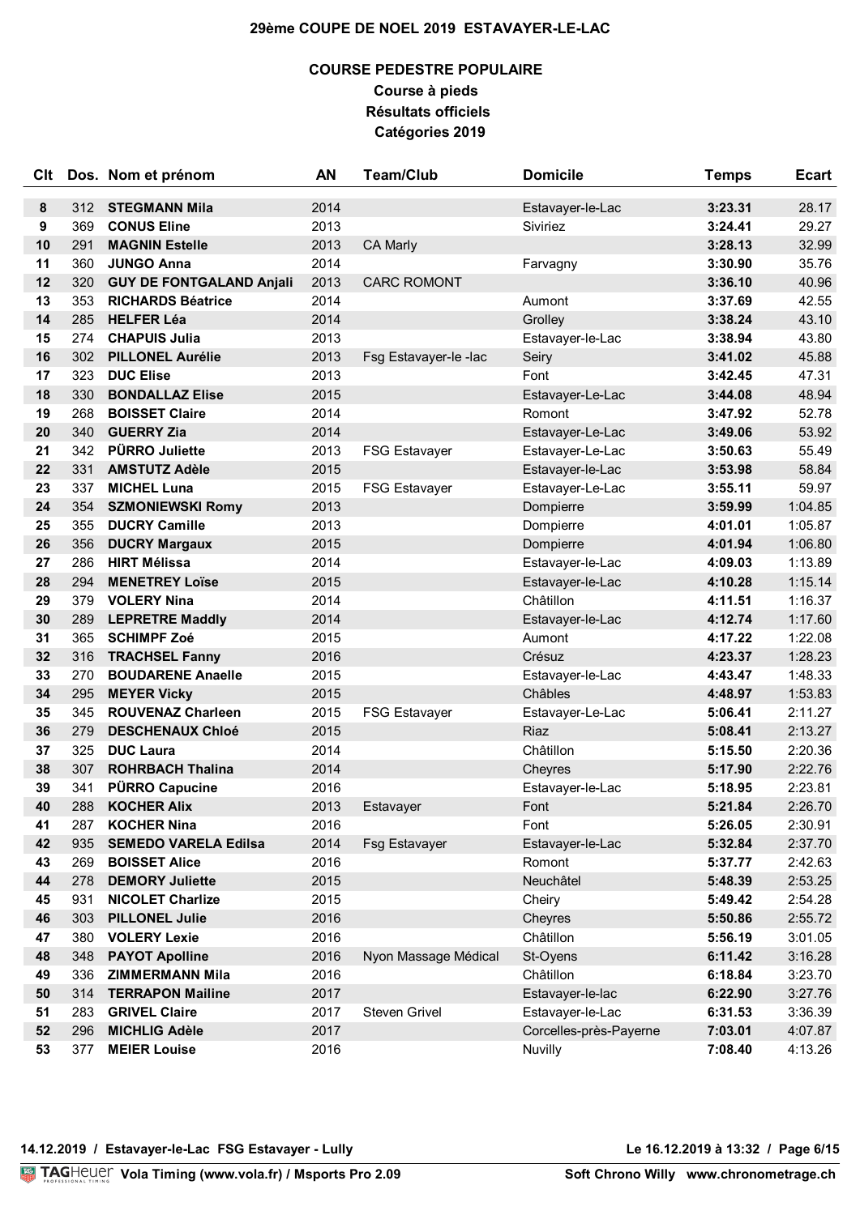# 29ème COUPE DE NOEL 2019 ESTAVAYER-LE-LAC

## COURSE PEDESTRE POPULAIRE

### Course à pieds

### Résultats officiels

### Catégories 2019

| Clt | Dos. | Nom et prénom | AN | Team/Club | Domicile | Temps | Ecart |
|---|---|---|---|---|---|---|---|
| 8 | 312 | **STEGMANN Mila** | 2014 | | Estavayer-le-Lac | **3:23.31** | 28.17 |
| 9 | 369 | **CONUS Eline** | 2013 | | Siviriez | **3:24.41** | 29.27 |
| 10 | 291 | **MAGNIN Estelle** | 2013 | CA Marly | | **3:28.13** | 32.99 |
| 11 | 360 | **JUNGO Anna** | 2014 | | Farvagny | **3:30.90** | 35.76 |
| 12 | 320 | **GUY DE FONTGALAND Anjali** | 2013 | CARC ROMONT | | **3:36.10** | 40.96 |
| 13 | 353 | **RICHARDS Béatrice** | 2014 | | Aumont | **3:37.69** | 42.55 |
| 14 | 285 | **HELFER Léa** | 2014 | | Grolley | **3:38.24** | 43.10 |
| 15 | 274 | **CHAPUIS Julia** | 2013 | | Estavayer-le-Lac | **3:38.94** | 43.80 |
| 16 | 302 | **PILLONEL Aurélie** | 2013 | Fsg Estavayer-le -lac | Seiry | **3:41.02** | 45.88 |
| 17 | 323 | **DUC Elise** | 2013 | | Font | **3:42.45** | 47.31 |
| 18 | 330 | **BONDALLAZ Elise** | 2015 | | Estavayer-Le-Lac | **3:44.08** | 48.94 |
| 19 | 268 | **BOISSET Claire** | 2014 | | Romont | **3:47.92** | 52.78 |
| 20 | 340 | **GUERRY Zia** | 2014 | | Estavayer-Le-Lac | **3:49.06** | 53.92 |
| 21 | 342 | **PÜRRO Juliette** | 2013 | FSG Estavayer | Estavayer-Le-Lac | **3:50.63** | 55.49 |
| 22 | 331 | **AMSTUTZ Adèle** | 2015 | | Estavayer-le-Lac | **3:53.98** | 58.84 |
| 23 | 337 | **MICHEL Luna** | 2015 | FSG Estavayer | Estavayer-Le-Lac | **3:55.11** | 59.97 |
| 24 | 354 | **SZMONIEWSKI Romy** | 2013 | | Dompierre | **3:59.99** | 1:04.85 |
| 25 | 355 | **DUCRY Camille** | 2013 | | Dompierre | **4:01.01** | 1:05.87 |
| 26 | 356 | **DUCRY Margaux** | 2015 | | Dompierre | **4:01.94** | 1:06.80 |
| 27 | 286 | **HIRT Mélissa** | 2014 | | Estavayer-le-Lac | **4:09.03** | 1:13.89 |
| 28 | 294 | **MENETREY Loïse** | 2015 | | Estavayer-le-Lac | **4:10.28** | 1:15.14 |
| 29 | 379 | **VOLERY Nina** | 2014 | | Châtillon | **4:11.51** | 1:16.37 |
| 30 | 289 | **LEPRETRE Maddly** | 2014 | | Estavayer-le-Lac | **4:12.74** | 1:17.60 |
| 31 | 365 | **SCHIMPF Zoé** | 2015 | | Aumont | **4:17.22** | 1:22.08 |
| 32 | 316 | **TRACHSEL Fanny** | 2016 | | Crésuz | **4:23.37** | 1:28.23 |
| 33 | 270 | **BOUDARENE Anaelle** | 2015 | | Estavayer-le-Lac | **4:43.47** | 1:48.33 |
| 34 | 295 | **MEYER Vicky** | 2015 | | Châbles | **4:48.97** | 1:53.83 |
| 35 | 345 | **ROUVENAZ Charleen** | 2015 | FSG Estavayer | Estavayer-Le-Lac | **5:06.41** | 2:11.27 |
| 36 | 279 | **DESCHENAUX Chloé** | 2015 | | Riaz | **5:08.41** | 2:13.27 |
| 37 | 325 | **DUC Laura** | 2014 | | Châtillon | **5:15.50** | 2:20.36 |
| 38 | 307 | **ROHRBACH Thalina** | 2014 | | Cheyres | **5:17.90** | 2:22.76 |
| 39 | 341 | **PÜRRO Capucine** | 2016 | | Estavayer-le-Lac | **5:18.95** | 2:23.81 |
| 40 | 288 | **KOCHER Alix** | 2013 | Estavayer | Font | **5:21.84** | 2:26.70 |
| 41 | 287 | **KOCHER Nina** | 2016 | | Font | **5:26.05** | 2:30.91 |
| 42 | 935 | **SEMEDO VARELA Edilsa** | 2014 | Fsg Estavayer | Estavayer-le-Lac | **5:32.84** | 2:37.70 |
| 43 | 269 | **BOISSET Alice** | 2016 | | Romont | **5:37.77** | 2:42.63 |
| 44 | 278 | **DEMORY Juliette** | 2015 | | Neuchâtel | **5:48.39** | 2:53.25 |
| 45 | 931 | **NICOLET Charlize** | 2015 | | Cheiry | **5:49.42** | 2:54.28 |
| 46 | 303 | **PILLONEL Julie** | 2016 | | Cheyres | **5:50.86** | 2:55.72 |
| 47 | 380 | **VOLERY Lexie** | 2016 | | Châtillon | **5:56.19** | 3:01.05 |
| 48 | 348 | **PAYOT Apolline** | 2016 | Nyon Massage Médical | St-Oyens | **6:11.42** | 3:16.28 |
| 49 | 336 | **ZIMMERMANN Mila** | 2016 | | Châtillon | **6:18.84** | 3:23.70 |
| 50 | 314 | **TERRAPON Mailine** | 2017 | | Estavayer-le-lac | **6:22.90** | 3:27.76 |
| 51 | 283 | **GRIVEL Claire** | 2017 | Steven Grivel | Estavayer-Le-Lac | **6:31.53** | 3:36.39 |
| 52 | 296 | **MICHLIG Adèle** | 2017 | | Corcelles-près-Payerne | **7:03.01** | 4:07.87 |
| 53 | 377 | **MEIER Louise** | 2016 | | Nuvilly | **7:08.40** | 4:13.26 |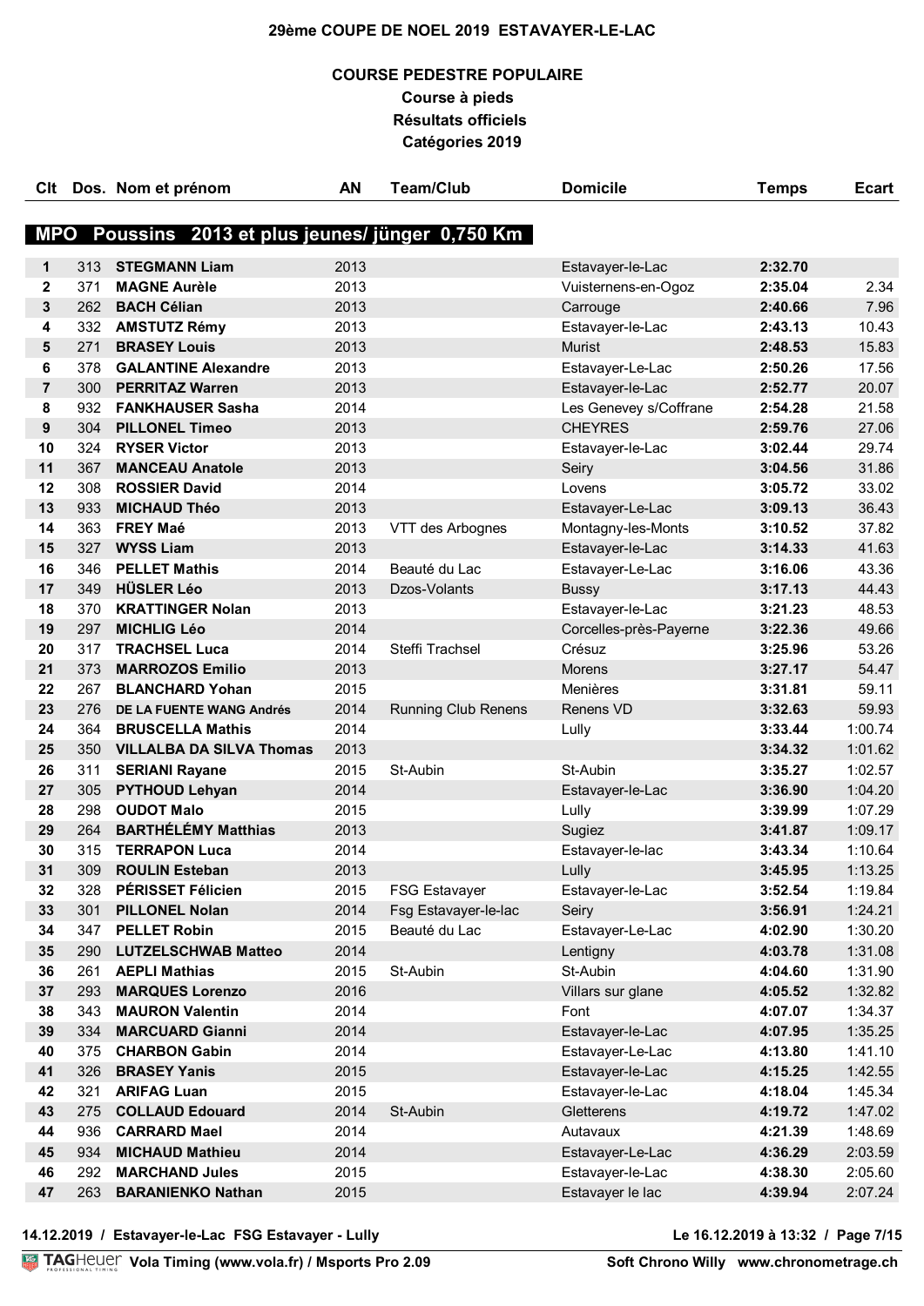# 29ème COUPE DE NOEL 2019 ESTAVAYER-LE-LAC

## COURSE PEDESTRE POPULAIRE

**Course à pieds**
**Résultats officiels**
**Catégories 2019**

### MPO Poussins 2013 et plus jeunes/ jünger 0,750 Km

| Clt | Dos. | Nom et prénom | AN | Team/Club | Domicile | Temps | Ecart |
|---|---|---|---|---|---|---|---|
| 1 | 313 | **STEGMANN Liam** | 2013 | | Estavayer-le-Lac | **2:32.70** | |
| 2 | 371 | **MAGNE Aurèle** | 2013 | | Vuisternens-en-Ogoz | **2:35.04** | 2.34 |
| 3 | 262 | **BACH Célian** | 2013 | | Carrouge | **2:40.66** | 7.96 |
| 4 | 332 | **AMSTUTZ Rémy** | 2013 | | Estavayer-le-Lac | **2:43.13** | 10.43 |
| 5 | 271 | **BRASEY Louis** | 2013 | | Murist | **2:48.53** | 15.83 |
| 6 | 378 | **GALANTINE Alexandre** | 2013 | | Estavayer-Le-Lac | **2:50.26** | 17.56 |
| 7 | 300 | **PERRITAZ Warren** | 2013 | | Estavayer-le-Lac | **2:52.77** | 20.07 |
| 8 | 932 | **FANKHAUSER Sasha** | 2014 | | Les Genevey s/Coffrane | **2:54.28** | 21.58 |
| 9 | 304 | **PILLONEL Timeo** | 2013 | | CHEYRES | **2:59.76** | 27.06 |
| 10 | 324 | **RYSER Victor** | 2013 | | Estavayer-le-Lac | **3:02.44** | 29.74 |
| 11 | 367 | **MANCEAU Anatole** | 2013 | | Seiry | **3:04.56** | 31.86 |
| 12 | 308 | **ROSSIER David** | 2014 | | Lovens | **3:05.72** | 33.02 |
| 13 | 933 | **MICHAUD Théo** | 2013 | | Estavayer-Le-Lac | **3:09.13** | 36.43 |
| 14 | 363 | **FREY Maé** | 2013 | VTT des Arbognes | Montagny-les-Monts | **3:10.52** | 37.82 |
| 15 | 327 | **WYSS Liam** | 2013 | | Estavayer-le-Lac | **3:14.33** | 41.63 |
| 16 | 346 | **PELLET Mathis** | 2014 | Beauté du Lac | Estavayer-Le-Lac | **3:16.06** | 43.36 |
| 17 | 349 | **HÜSLER Léo** | 2013 | Dzos-Volants | Bussy | **3:17.13** | 44.43 |
| 18 | 370 | **KRATTINGER Nolan** | 2013 | | Estavayer-le-Lac | **3:21.23** | 48.53 |
| 19 | 297 | **MICHLIG Léo** | 2014 | | Corcelles-près-Payerne | **3:22.36** | 49.66 |
| 20 | 317 | **TRACHSEL Luca** | 2014 | Steffi Trachsel | Crésuz | **3:25.96** | 53.26 |
| 21 | 373 | **MARROZOS Emilio** | 2013 | | Morens | **3:27.17** | 54.47 |
| 22 | 267 | **BLANCHARD Yohan** | 2015 | | Menières | **3:31.81** | 59.11 |
| 23 | 276 | **DE LA FUENTE WANG Andrés** | 2014 | Running Club Renens | Renens VD | **3:32.63** | 59.93 |
| 24 | 364 | **BRUSCELLA Mathis** | 2014 | | Lully | **3:33.44** | 1:00.74 |
| 25 | 350 | **VILLALBA DA SILVA Thomas** | 2013 | | | **3:34.32** | 1:01.62 |
| 26 | 311 | **SERIANI Rayane** | 2015 | St-Aubin | St-Aubin | **3:35.27** | 1:02.57 |
| 27 | 305 | **PYTHOUD Lehyan** | 2014 | | Estavayer-le-Lac | **3:36.90** | 1:04.20 |
| 28 | 298 | **OUDOT Malo** | 2015 | | Lully | **3:39.99** | 1:07.29 |
| 29 | 264 | **BARTHÉLÉMY Matthias** | 2013 | | Sugiez | **3:41.87** | 1:09.17 |
| 30 | 315 | **TERRAPON Luca** | 2014 | | Estavayer-le-lac | **3:43.34** | 1:10.64 |
| 31 | 309 | **ROULIN Esteban** | 2013 | | Lully | **3:45.95** | 1:13.25 |
| 32 | 328 | **PÉRISSET Félicien** | 2015 | FSG Estavayer | Estavayer-le-Lac | **3:52.54** | 1:19.84 |
| 33 | 301 | **PILLONEL Nolan** | 2014 | Fsg Estavayer-le-lac | Seiry | **3:56.91** | 1:24.21 |
| 34 | 347 | **PELLET Robin** | 2015 | Beauté du Lac | Estavayer-Le-Lac | **4:02.90** | 1:30.20 |
| 35 | 290 | **LUTZELSCHWAB Matteo** | 2014 | | Lentigny | **4:03.78** | 1:31.08 |
| 36 | 261 | **AEPLI Mathias** | 2015 | St-Aubin | St-Aubin | **4:04.60** | 1:31.90 |
| 37 | 293 | **MARQUES Lorenzo** | 2016 | | Villars sur glane | **4:05.52** | 1:32.82 |
| 38 | 343 | **MAURON Valentin** | 2014 | | Font | **4:07.07** | 1:34.37 |
| 39 | 334 | **MARCUARD Gianni** | 2014 | | Estavayer-le-Lac | **4:07.95** | 1:35.25 |
| 40 | 375 | **CHARBON Gabin** | 2014 | | Estavayer-Le-Lac | **4:13.80** | 1:41.10 |
| 41 | 326 | **BRASEY Yanis** | 2015 | | Estavayer-le-Lac | **4:15.25** | 1:42.55 |
| 42 | 321 | **ARIFAG Luan** | 2015 | | Estavayer-le-Lac | **4:18.04** | 1:45.34 |
| 43 | 275 | **COLLAUD Edouard** | 2014 | St-Aubin | Gletterens | **4:19.72** | 1:47.02 |
| 44 | 936 | **CARRARD Mael** | 2014 | | Autavaux | **4:21.39** | 1:48.69 |
| 45 | 934 | **MICHAUD Mathieu** | 2014 | | Estavayer-Le-Lac | **4:36.29** | 2:03.59 |
| 46 | 292 | **MARCHAND Jules** | 2015 | | Estavayer-le-Lac | **4:38.30** | 2:05.60 |
| 47 | 263 | **BARANIENKO Nathan** | 2015 | | Estavayer le lac | **4:39.94** | 2:07.24 |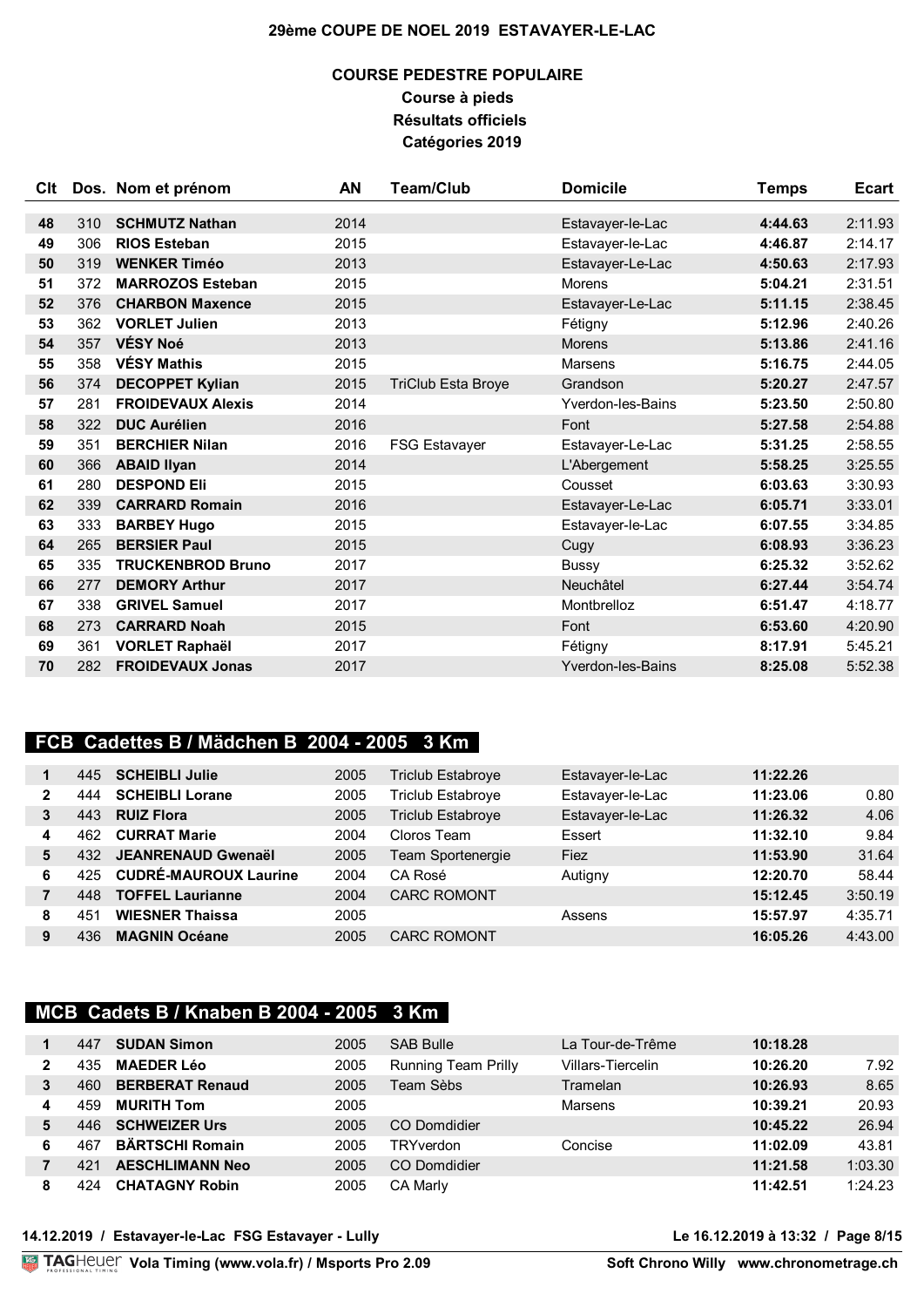# 29ème COUPE DE NOEL 2019 ESTAVAYER-LE-LAC

## COURSE PEDESTRE POPULAIRE

**Course à pieds**

**Résultats officiels**

**Catégories 2019**

| Clt | Dos. | Nom et prénom | AN | Team/Club | Domicile | Temps | Ecart |
|---|---|---|---|---|---|---|---|
| 48 | 310 | **SCHMUTZ Nathan** | 2014 | | Estavayer-le-Lac | **4:44.63** | 2:11.93 |
| 49 | 306 | **RIOS Esteban** | 2015 | | Estavayer-le-Lac | **4:46.87** | 2:14.17 |
| 50 | 319 | **WENKER Timéo** | 2013 | | Estavayer-Le-Lac | **4:50.63** | 2:17.93 |
| 51 | 372 | **MARROZOS Esteban** | 2015 | | Morens | **5:04.21** | 2:31.51 |
| 52 | 376 | **CHARBON Maxence** | 2015 | | Estavayer-Le-Lac | **5:11.15** | 2:38.45 |
| 53 | 362 | **VORLET Julien** | 2013 | | Fétigny | **5:12.96** | 2:40.26 |
| 54 | 357 | **VÉSY Noé** | 2013 | | Morens | **5:13.86** | 2:41.16 |
| 55 | 358 | **VÉSY Mathis** | 2015 | | Marsens | **5:16.75** | 2:44.05 |
| 56 | 374 | **DECOPPET Kylian** | 2015 | TriClub Esta Broye | Grandson | **5:20.27** | 2:47.57 |
| 57 | 281 | **FROIDEVAUX Alexis** | 2014 | | Yverdon-les-Bains | **5:23.50** | 2:50.80 |
| 58 | 322 | **DUC Aurélien** | 2016 | | Font | **5:27.58** | 2:54.88 |
| 59 | 351 | **BERCHIER Nilan** | 2016 | FSG Estavayer | Estavayer-Le-Lac | **5:31.25** | 2:58.55 |
| 60 | 366 | **ABAID Ilyan** | 2014 | | L'Abergement | **5:58.25** | 3:25.55 |
| 61 | 280 | **DESPOND Eli** | 2015 | | Cousset | **6:03.63** | 3:30.93 |
| 62 | 339 | **CARRARD Romain** | 2016 | | Estavayer-Le-Lac | **6:05.71** | 3:33.01 |
| 63 | 333 | **BARBEY Hugo** | 2015 | | Estavayer-le-Lac | **6:07.55** | 3:34.85 |
| 64 | 265 | **BERSIER Paul** | 2015 | | Cugy | **6:08.93** | 3:36.23 |
| 65 | 335 | **TRUCKENBROD Bruno** | 2017 | | Bussy | **6:25.32** | 3:52.62 |
| 66 | 277 | **DEMORY Arthur** | 2017 | | Neuchâtel | **6:27.44** | 3:54.74 |
| 67 | 338 | **GRIVEL Samuel** | 2017 | | Montbrelloz | **6:51.47** | 4:18.77 |
| 68 | 273 | **CARRARD Noah** | 2015 | | Font | **6:53.60** | 4:20.90 |
| 69 | 361 | **VORLET Raphaël** | 2017 | | Fétigny | **8:17.91** | 5:45.21 |
| 70 | 282 | **FROIDEVAUX Jonas** | 2017 | | Yverdon-les-Bains | **8:25.08** | 5:52.38 |

## FCB Cadettes B / Mädchen B 2004 - 2005 3 Km

| Clt | Dos. | Nom et prénom | AN | Team/Club | Domicile | Temps | Ecart |
|---|---|---|---|---|---|---|---|
| 1 | 445 | **SCHEIBLI Julie** | 2005 | Triclub Estabroye | Estavayer-le-Lac | **11:22.26** | |
| 2 | 444 | **SCHEIBLI Lorane** | 2005 | Triclub Estabroye | Estavayer-le-Lac | **11:23.06** | 0.80 |
| 3 | 443 | **RUIZ Flora** | 2005 | Triclub Estabroye | Estavayer-le-Lac | **11:26.32** | 4.06 |
| 4 | 462 | **CURRAT Marie** | 2004 | Cloros Team | Essert | **11:32.10** | 9.84 |
| 5 | 432 | **JEANRENAUD Gwenaël** | 2005 | Team Sportenergie | Fiez | **11:53.90** | 31.64 |
| 6 | 425 | **CUDRÉ-MAUROUX Laurine** | 2004 | CA Rosé | Autigny | **12:20.70** | 58.44 |
| 7 | 448 | **TOFFEL Laurianne** | 2004 | CARC ROMONT | | **15:12.45** | 3:50.19 |
| 8 | 451 | **WIESNER Thaissa** | 2005 | | Assens | **15:57.97** | 4:35.71 |
| 9 | 436 | **MAGNIN Océane** | 2005 | CARC ROMONT | | **16:05.26** | 4:43.00 |

## MCB Cadets B / Knaben B 2004 - 2005 3 Km

| Clt | Dos. | Nom et prénom | AN | Team/Club | Domicile | Temps | Ecart |
|---|---|---|---|---|---|---|---|
| 1 | 447 | **SUDAN Simon** | 2005 | SAB Bulle | La Tour-de-Trême | **10:18.28** | |
| 2 | 435 | **MAEDER Léo** | 2005 | Running Team Prilly | Villars-Tiercelin | **10:26.20** | 7.92 |
| 3 | 460 | **BERBERAT Renaud** | 2005 | Team Sèbs | Tramelan | **10:26.93** | 8.65 |
| 4 | 459 | **MURITH Tom** | 2005 | | Marsens | **10:39.21** | 20.93 |
| 5 | 446 | **SCHWEIZER Urs** | 2005 | CO Domdidier | | **10:45.22** | 26.94 |
| 6 | 467 | **BÄRTSCHI Romain** | 2005 | TRYverdon | Concise | **11:02.09** | 43.81 |
| 7 | 421 | **AESCHLIMANN Neo** | 2005 | CO Domdidier | | **11:21.58** | 1:03.30 |
| 8 | 424 | **CHATAGNY Robin** | 2005 | CA Marly | | **11:42.51** | 1:24.23 |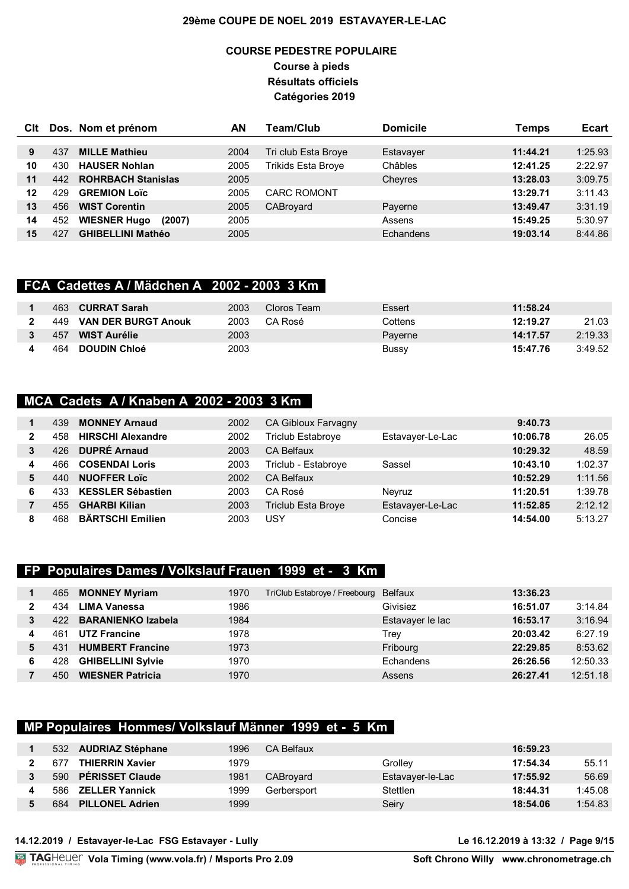# 29ème COUPE DE NOEL 2019 ESTAVAYER-LE-LAC

## COURSE PEDESTRE POPULAIRE

### Course à pieds

### Résultats officiels

### Catégories 2019

| Clt | Dos. | Nom et prénom | AN | Team/Club | Domicile | Temps | Ecart |
|---|---|---|---|---|---|---|---|
| 9 | 437 | **MILLE Mathieu** | 2004 | Tri club Esta Broye | Estavayer | **11:44.21** | 1:25.93 |
| 10 | 430 | **HAUSER Nohlan** | 2005 | Trikids Esta Broye | Châbles | **12:41.25** | 2:22.97 |
| 11 | 442 | **ROHRBACH Stanislas** | 2005 | | Cheyres | **13:28.03** | 3:09.75 |
| 12 | 429 | **GREMION Loïc** | 2005 | CARC ROMONT | | **13:29.71** | 3:11.43 |
| 13 | 456 | **WIST Corentin** | 2005 | CABroyard | Payerne | **13:49.47** | 3:31.19 |
| 14 | 452 | **WIESNER Hugo (2007)** | 2005 | | Assens | **15:49.25** | 5:30.97 |
| 15 | 427 | **GHIBELLINI Mathéo** | 2005 | | Echandens | **19:03.14** | 8:44.86 |

## FCA Cadettes A / Mädchen A 2002 - 2003 3 Km

| Clt | Dos. | Nom et prénom | AN | Team/Club | Domicile | Temps | Ecart |
|---|---|---|---|---|---|---|---|
| 1 | 463 | **CURRAT Sarah** | 2003 | Cloros Team | Essert | **11:58.24** | |
| 2 | 449 | **VAN DER BURGT Anouk** | 2003 | CA Rosé | Cottens | **12:19.27** | 21.03 |
| 3 | 457 | **WIST Aurélie** | 2003 | | Payerne | **14:17.57** | 2:19.33 |
| 4 | 464 | **DOUDIN Chloé** | 2003 | | Bussy | **15:47.76** | 3:49.52 |

## MCA Cadets A / Knaben A 2002 - 2003 3 Km

| Clt | Dos. | Nom et prénom | AN | Team/Club | Domicile | Temps | Ecart |
|---|---|---|---|---|---|---|---|
| 1 | 439 | **MONNEY Arnaud** | 2002 | CA Gibloux Farvagny | | **9:40.73** | |
| 2 | 458 | **HIRSCHI Alexandre** | 2002 | Triclub Estabroye | Estavayer-Le-Lac | **10:06.78** | 26.05 |
| 3 | 426 | **DUPRÉ Arnaud** | 2003 | CA Belfaux | | **10:29.32** | 48.59 |
| 4 | 466 | **COSENDAI Loris** | 2003 | Triclub - Estabroye | Sassel | **10:43.10** | 1:02.37 |
| 5 | 440 | **NUOFFER Loïc** | 2002 | CA Belfaux | | **10:52.29** | 1:11.56 |
| 6 | 433 | **KESSLER Sébastien** | 2003 | CA Rosé | Neyruz | **11:20.51** | 1:39.78 |
| 7 | 455 | **GHARBI Kilian** | 2003 | Triclub Esta Broye | Estavayer-Le-Lac | **11:52.85** | 2:12.12 |
| 8 | 468 | **BÄRTSCHI Emilien** | 2003 | USY | Concise | **14:54.00** | 5:13.27 |

## FP Populaires Dames / Volkslauf Frauen 1999 et - 3 Km

| Clt | Dos. | Nom et prénom | AN | Team/Club | Domicile | Temps | Ecart |
|---|---|---|---|---|---|---|---|
| 1 | 465 | **MONNEY Myriam** | 1970 | TriClub Estabroye / Freebourg | Belfaux | **13:36.23** | |
| 2 | 434 | **LIMA Vanessa** | 1986 | | Givisiez | **16:51.07** | 3:14.84 |
| 3 | 422 | **BARANIENKO Izabela** | 1984 | | Estavayer le lac | **16:53.17** | 3:16.94 |
| 4 | 461 | **UTZ Francine** | 1978 | | Trey | **20:03.42** | 6:27.19 |
| 5 | 431 | **HUMBERT Francine** | 1973 | | Fribourg | **22:29.85** | 8:53.62 |
| 6 | 428 | **GHIBELLINI Sylvie** | 1970 | | Echandens | **26:26.56** | 12:50.33 |
| 7 | 450 | **WIESNER Patricia** | 1970 | | Assens | **26:27.41** | 12:51.18 |

## MP Populaires Hommes/ Volkslauf Männer 1999 et - 5 Km

| Clt | Dos. | Nom et prénom | AN | Team/Club | Domicile | Temps | Ecart |
|---|---|---|---|---|---|---|---|
| 1 | 532 | **AUDRIAZ Stéphane** | 1996 | CA Belfaux | | **16:59.23** | |
| 2 | 677 | **THIERRIN Xavier** | 1979 | | Grolley | **17:54.34** | 55.11 |
| 3 | 590 | **PÉRISSET Claude** | 1981 | CABroyard | Estavayer-le-Lac | **17:55.92** | 56.69 |
| 4 | 586 | **ZELLER Yannick** | 1999 | Gerbersport | Stettlen | **18:44.31** | 1:45.08 |
| 5 | 684 | **PILLONEL Adrien** | 1999 | | Seiry | **18:54.06** | 1:54.83 |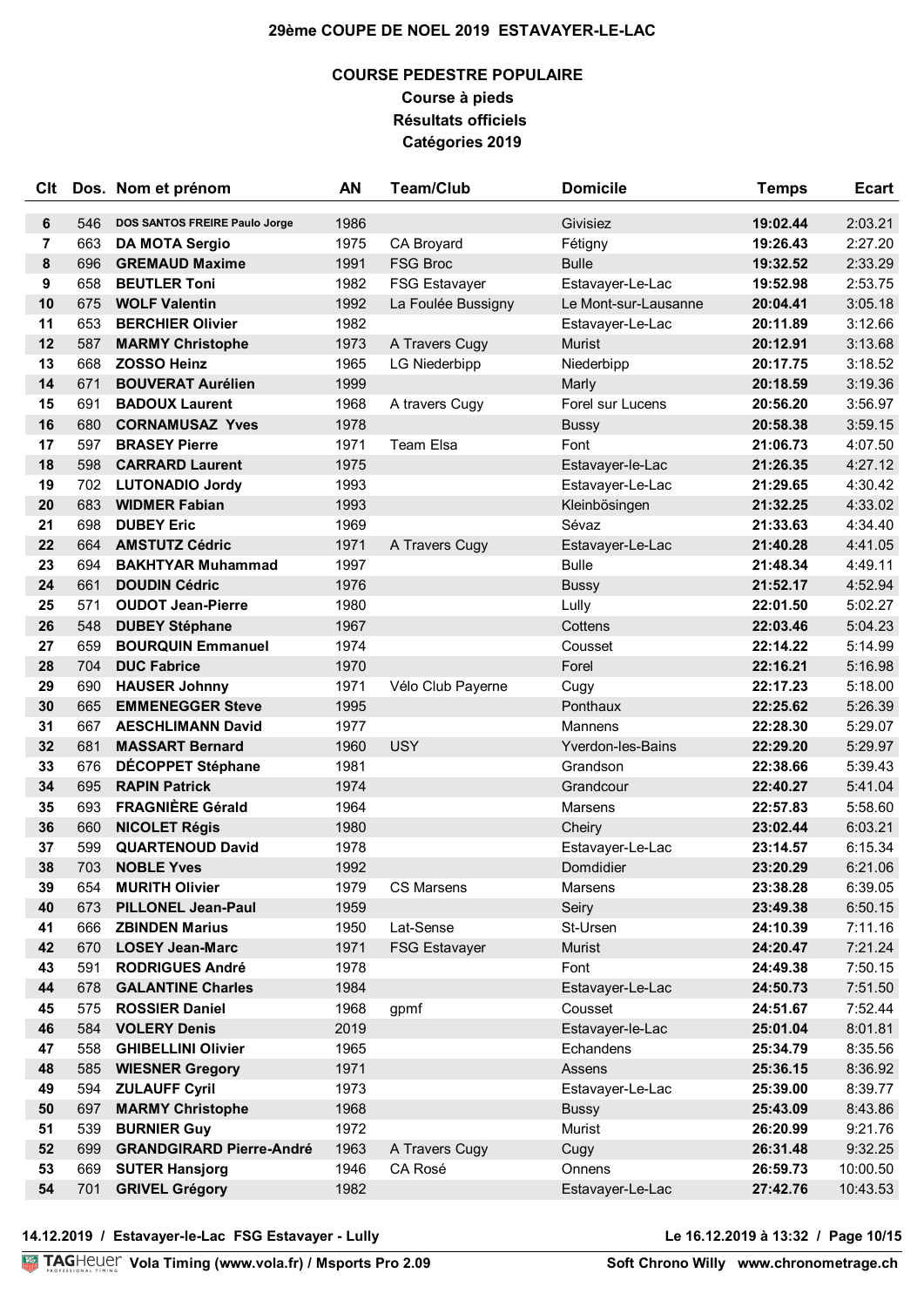# 29ème COUPE DE NOEL 2019 ESTAVAYER-LE-LAC

## COURSE PEDESTRE POPULAIRE

### Course à pieds
### Résultats officiels
### Catégories 2019

| Clt | Dos. | Nom et prénom | AN | Team/Club | Domicile | Temps | Ecart |
|---|---|---|---|---|---|---|---|
| 6 | 546 | **DOS SANTOS FREIRE Paulo Jorge** | 1986 | | Givisiez | **19:02.44** | 2:03.21 |
| 7 | 663 | **DA MOTA Sergio** | 1975 | CA Broyard | Fétigny | **19:26.43** | 2:27.20 |
| 8 | 696 | **GREMAUD Maxime** | 1991 | FSG Broc | Bulle | **19:32.52** | 2:33.29 |
| 9 | 658 | **BEUTLER Toni** | 1982 | FSG Estavayer | Estavayer-Le-Lac | **19:52.98** | 2:53.75 |
| 10 | 675 | **WOLF Valentin** | 1992 | La Foulée Bussigny | Le Mont-sur-Lausanne | **20:04.41** | 3:05.18 |
| 11 | 653 | **BERCHIER Olivier** | 1982 | | Estavayer-Le-Lac | **20:11.89** | 3:12.66 |
| 12 | 587 | **MARMY Christophe** | 1973 | A Travers Cugy | Murist | **20:12.91** | 3:13.68 |
| 13 | 668 | **ZOSSO Heinz** | 1965 | LG Niederbipp | Niederbipp | **20:17.75** | 3:18.52 |
| 14 | 671 | **BOUVERAT Aurélien** | 1999 | | Marly | **20:18.59** | 3:19.36 |
| 15 | 691 | **BADOUX Laurent** | 1968 | A travers Cugy | Forel sur Lucens | **20:56.20** | 3:56.97 |
| 16 | 680 | **CORNAMUSAZ Yves** | 1978 | | Bussy | **20:58.38** | 3:59.15 |
| 17 | 597 | **BRASEY Pierre** | 1971 | Team Elsa | Font | **21:06.73** | 4:07.50 |
| 18 | 598 | **CARRARD Laurent** | 1975 | | Estavayer-le-Lac | **21:26.35** | 4:27.12 |
| 19 | 702 | **LUTONADIO Jordy** | 1993 | | Estavayer-Le-Lac | **21:29.65** | 4:30.42 |
| 20 | 683 | **WIDMER Fabian** | 1993 | | Kleinbösingen | **21:32.25** | 4:33.02 |
| 21 | 698 | **DUBEY Eric** | 1969 | | Sévaz | **21:33.63** | 4:34.40 |
| 22 | 664 | **AMSTUTZ Cédric** | 1971 | A Travers Cugy | Estavayer-Le-Lac | **21:40.28** | 4:41.05 |
| 23 | 694 | **BAKHTYAR Muhammad** | 1997 | | Bulle | **21:48.34** | 4:49.11 |
| 24 | 661 | **DOUDIN Cédric** | 1976 | | Bussy | **21:52.17** | 4:52.94 |
| 25 | 571 | **OUDOT Jean-Pierre** | 1980 | | Lully | **22:01.50** | 5:02.27 |
| 26 | 548 | **DUBEY Stéphane** | 1967 | | Cottens | **22:03.46** | 5:04.23 |
| 27 | 659 | **BOURQUIN Emmanuel** | 1974 | | Cousset | **22:14.22** | 5:14.99 |
| 28 | 704 | **DUC Fabrice** | 1970 | | Forel | **22:16.21** | 5:16.98 |
| 29 | 690 | **HAUSER Johnny** | 1971 | Vélo Club Payerne | Cugy | **22:17.23** | 5:18.00 |
| 30 | 665 | **EMMENEGGER Steve** | 1995 | | Ponthaux | **22:25.62** | 5:26.39 |
| 31 | 667 | **AESCHLIMANN David** | 1977 | | Mannens | **22:28.30** | 5:29.07 |
| 32 | 681 | **MASSART Bernard** | 1960 | USY | Yverdon-les-Bains | **22:29.20** | 5:29.97 |
| 33 | 676 | **DÉCOPPET Stéphane** | 1981 | | Grandson | **22:38.66** | 5:39.43 |
| 34 | 695 | **RAPIN Patrick** | 1974 | | Grandcour | **22:40.27** | 5:41.04 |
| 35 | 693 | **FRAGNIÈRE Gérald** | 1964 | | Marsens | **22:57.83** | 5:58.60 |
| 36 | 660 | **NICOLET Régis** | 1980 | | Cheiry | **23:02.44** | 6:03.21 |
| 37 | 599 | **QUARTENOUD David** | 1978 | | Estavayer-Le-Lac | **23:14.57** | 6:15.34 |
| 38 | 703 | **NOBLE Yves** | 1992 | | Domdidier | **23:20.29** | 6:21.06 |
| 39 | 654 | **MURITH Olivier** | 1979 | CS Marsens | Marsens | **23:38.28** | 6:39.05 |
| 40 | 673 | **PILLONEL Jean-Paul** | 1959 | | Seiry | **23:49.38** | 6:50.15 |
| 41 | 666 | **ZBINDEN Marius** | 1950 | Lat-Sense | St-Ursen | **24:10.39** | 7:11.16 |
| 42 | 670 | **LOSEY Jean-Marc** | 1971 | FSG Estavayer | Murist | **24:20.47** | 7:21.24 |
| 43 | 591 | **RODRIGUES André** | 1978 | | Font | **24:49.38** | 7:50.15 |
| 44 | 678 | **GALANTINE Charles** | 1984 | | Estavayer-Le-Lac | **24:50.73** | 7:51.50 |
| 45 | 575 | **ROSSIER Daniel** | 1968 | gpmf | Cousset | **24:51.67** | 7:52.44 |
| 46 | 584 | **VOLERY Denis** | 2019 | | Estavayer-le-Lac | **25:01.04** | 8:01.81 |
| 47 | 558 | **GHIBELLINI Olivier** | 1965 | | Echandens | **25:34.79** | 8:35.56 |
| 48 | 585 | **WIESNER Gregory** | 1971 | | Assens | **25:36.15** | 8:36.92 |
| 49 | 594 | **ZULAUFF Cyril** | 1973 | | Estavayer-Le-Lac | **25:39.00** | 8:39.77 |
| 50 | 697 | **MARMY Christophe** | 1968 | | Bussy | **25:43.09** | 8:43.86 |
| 51 | 539 | **BURNIER Guy** | 1972 | | Murist | **26:20.99** | 9:21.76 |
| 52 | 699 | **GRANDGIRARD Pierre-André** | 1963 | A Travers Cugy | Cugy | **26:31.48** | 9:32.25 |
| 53 | 669 | **SUTER Hansjorg** | 1946 | CA Rosé | Onnens | **26:59.73** | 10:00.50 |
| 54 | 701 | **GRIVEL Grégory** | 1982 | | Estavayer-Le-Lac | **27:42.76** | 10:43.53 |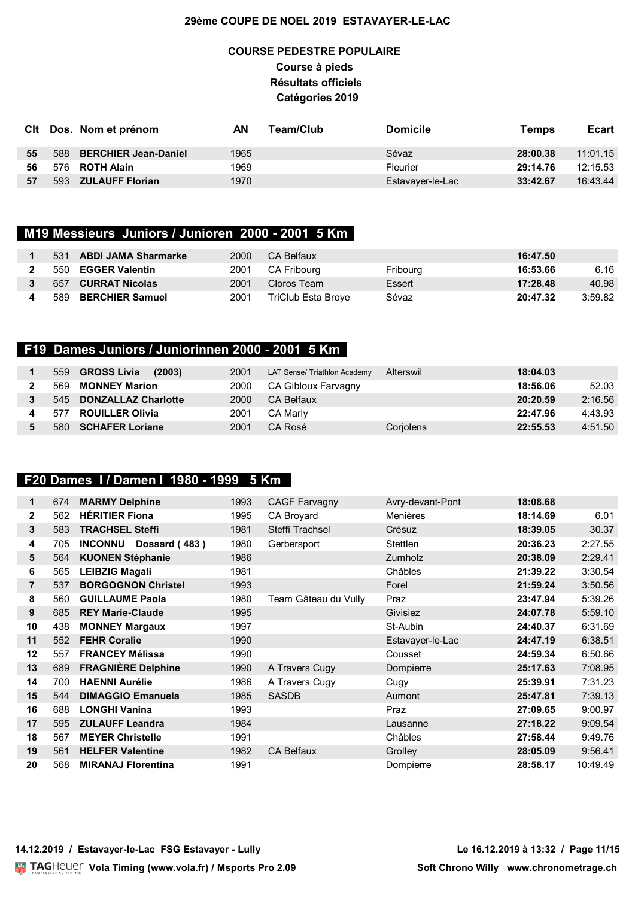# 29ème COUPE DE NOEL 2019 ESTAVAYER-LE-LAC

## COURSE PEDESTRE POPULAIRE

**Course à pieds**

**Résultats officiels**

**Catégories 2019**

| Clt | Dos. | Nom et prénom | AN | Team/Club | Domicile | Temps | Ecart |
|---|---|---|---|---|---|---|---|
| 55 | 588 | **BERCHIER Jean-Daniel** | 1965 | | Sévaz | **28:00.38** | 11:01.15 |
| 56 | 576 | **ROTH Alain** | 1969 | | Fleurier | **29:14.76** | 12:15.53 |
| 57 | 593 | **ZULAUFF Florian** | 1970 | | Estavayer-le-Lac | **33:42.67** | 16:43.44 |

### M19 Messieurs Juniors / Junioren 2000 - 2001 5 Km

| Clt | Dos. | Nom et prénom | AN | Team/Club | Domicile | Temps | Ecart |
|---|---|---|---|---|---|---|---|
| 1 | 531 | **ABDI JAMA Sharmarke** | 2000 | CA Belfaux | | **16:47.50** | |
| 2 | 550 | **EGGER Valentin** | 2001 | CA Fribourg | Fribourg | **16:53.66** | 6.16 |
| 3 | 657 | **CURRAT Nicolas** | 2001 | Cloros Team | Essert | **17:28.48** | 40.98 |
| 4 | 589 | **BERCHIER Samuel** | 2001 | TriClub Esta Broye | Sévaz | **20:47.32** | 3:59.82 |

### F19 Dames Juniors / Juniorinnen 2000 - 2001 5 Km

| Clt | Dos. | Nom et prénom | AN | Team/Club | Domicile | Temps | Ecart |
|---|---|---|---|---|---|---|---|
| 1 | 559 | **GROSS Livia (2003)** | 2001 | LAT Sense/ Triathlon Academy | Alterswil | **18:04.03** | |
| 2 | 569 | **MONNEY Marion** | 2000 | CA Gibloux Farvagny | | **18:56.06** | 52.03 |
| 3 | 545 | **DONZALLAZ Charlotte** | 2000 | CA Belfaux | | **20:20.59** | 2:16.56 |
| 4 | 577 | **ROUILLER Olivia** | 2001 | CA Marly | | **22:47.96** | 4:43.93 |
| 5 | 580 | **SCHAFER Loriane** | 2001 | CA Rosé | Corjolens | **22:55.53** | 4:51.50 |

### F20 Dames I / Damen I 1980 - 1999 5 Km

| Clt | Dos. | Nom et prénom | AN | Team/Club | Domicile | Temps | Ecart |
|---|---|---|---|---|---|---|---|
| 1 | 674 | **MARMY Delphine** | 1993 | CAGF Farvagny | Avry-devant-Pont | **18:08.68** | |
| 2 | 562 | **HÉRITIER Fiona** | 1995 | CA Broyard | Menières | **18:14.69** | 6.01 |
| 3 | 583 | **TRACHSEL Steffi** | 1981 | Steffi Trachsel | Crésuz | **18:39.05** | 30.37 |
| 4 | 705 | **INCONNU Dossard ( 483 )** | 1980 | Gerbersport | Stettlen | **20:36.23** | 2:27.55 |
| 5 | 564 | **KUONEN Stéphanie** | 1986 | | Zumholz | **20:38.09** | 2:29.41 |
| 6 | 565 | **LEIBZIG Magali** | 1981 | | Châbles | **21:39.22** | 3:30.54 |
| 7 | 537 | **BORGOGNON Christel** | 1993 | | Forel | **21:59.24** | 3:50.56 |
| 8 | 560 | **GUILLAUME Paola** | 1980 | Team Gâteau du Vully | Praz | **23:47.94** | 5:39.26 |
| 9 | 685 | **REY Marie-Claude** | 1995 | | Givisiez | **24:07.78** | 5:59.10 |
| 10 | 438 | **MONNEY Margaux** | 1997 | | St-Aubin | **24:40.37** | 6:31.69 |
| 11 | 552 | **FEHR Coralie** | 1990 | | Estavayer-le-Lac | **24:47.19** | 6:38.51 |
| 12 | 557 | **FRANCEY Mélissa** | 1990 | | Cousset | **24:59.34** | 6:50.66 |
| 13 | 689 | **FRAGNIÈRE Delphine** | 1990 | A Travers Cugy | Dompierre | **25:17.63** | 7:08.95 |
| 14 | 700 | **HAENNI Aurélie** | 1986 | A Travers Cugy | Cugy | **25:39.91** | 7:31.23 |
| 15 | 544 | **DIMAGGIO Emanuela** | 1985 | SASDB | Aumont | **25:47.81** | 7:39.13 |
| 16 | 688 | **LONGHI Vanina** | 1993 | | Praz | **27:09.65** | 9:00.97 |
| 17 | 595 | **ZULAUFF Leandra** | 1984 | | Lausanne | **27:18.22** | 9:09.54 |
| 18 | 567 | **MEYER Christelle** | 1991 | | Châbles | **27:58.44** | 9:49.76 |
| 19 | 561 | **HELFER Valentine** | 1982 | CA Belfaux | Grolley | **28:05.09** | 9:56.41 |
| 20 | 568 | **MIRANAJ Florentina** | 1991 | | Dompierre | **28:58.17** | 10:49.49 |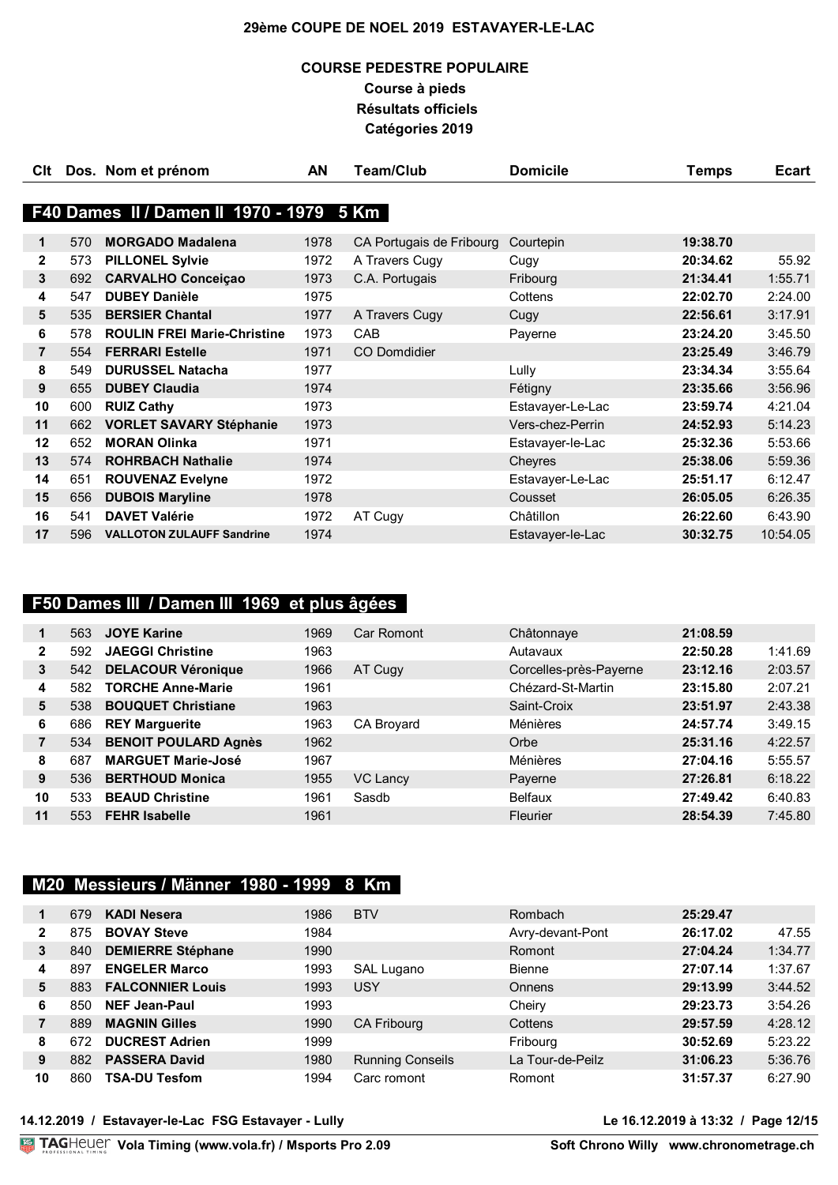# 29ème COUPE DE NOEL 2019 ESTAVAYER-LE-LAC

## COURSE PEDESTRE POPULAIRE

### Course à pieds

### Résultats officiels

### Catégories 2019

## F40 Dames II / Damen II 1970 - 1979 5 Km

| Clt | Dos. | Nom et prénom | AN | Team/Club | Domicile | Temps | Ecart |
|---|---|---|---|---|---|---|---|
| 1 | 570 | **MORGADO Madalena** | 1978 | CA Portugais de Fribourg | Courtepin | **19:38.70** | |
| 2 | 573 | **PILLONEL Sylvie** | 1972 | A Travers Cugy | Cugy | **20:34.62** | 55.92 |
| 3 | 692 | **CARVALHO Conceiçao** | 1973 | C.A. Portugais | Fribourg | **21:34.41** | 1:55.71 |
| 4 | 547 | **DUBEY Danièle** | 1975 | | Cottens | **22:02.70** | 2:24.00 |
| 5 | 535 | **BERSIER Chantal** | 1977 | A Travers Cugy | Cugy | **22:56.61** | 3:17.91 |
| 6 | 578 | **ROULIN FREI Marie-Christine** | 1973 | CAB | Payerne | **23:24.20** | 3:45.50 |
| 7 | 554 | **FERRARI Estelle** | 1971 | CO Domdidier | | **23:25.49** | 3:46.79 |
| 8 | 549 | **DURUSSEL Natacha** | 1977 | | Lully | **23:34.34** | 3:55.64 |
| 9 | 655 | **DUBEY Claudia** | 1974 | | Fétigny | **23:35.66** | 3:56.96 |
| 10 | 600 | **RUIZ Cathy** | 1973 | | Estavayer-Le-Lac | **23:59.74** | 4:21.04 |
| 11 | 662 | **VORLET SAVARY Stéphanie** | 1973 | | Vers-chez-Perrin | **24:52.93** | 5:14.23 |
| 12 | 652 | **MORAN Olinka** | 1971 | | Estavayer-le-Lac | **25:32.36** | 5:53.66 |
| 13 | 574 | **ROHRBACH Nathalie** | 1974 | | Cheyres | **25:38.06** | 5:59.36 |
| 14 | 651 | **ROUVENAZ Evelyne** | 1972 | | Estavayer-Le-Lac | **25:51.17** | 6:12.47 |
| 15 | 656 | **DUBOIS Maryline** | 1978 | | Cousset | **26:05.05** | 6:26.35 |
| 16 | 541 | **DAVET Valérie** | 1972 | AT Cugy | Châtillon | **26:22.60** | 6:43.90 |
| 17 | 596 | **VALLOTON ZULAUFF Sandrine** | 1974 | | Estavayer-le-Lac | **30:32.75** | 10:54.05 |

## F50 Dames III / Damen III 1969 et plus âgées

| Clt | Dos. | Nom et prénom | AN | Team/Club | Domicile | Temps | Ecart |
|---|---|---|---|---|---|---|---|
| 1 | 563 | **JOYE Karine** | 1969 | Car Romont | Châtonnaye | **21:08.59** | |
| 2 | 592 | **JAEGGI Christine** | 1963 | | Autavaux | **22:50.28** | 1:41.69 |
| 3 | 542 | **DELACOUR Véronique** | 1966 | AT Cugy | Corcelles-près-Payerne | **23:12.16** | 2:03.57 |
| 4 | 582 | **TORCHE Anne-Marie** | 1961 | | Chézard-St-Martin | **23:15.80** | 2:07.21 |
| 5 | 538 | **BOUQUET Christiane** | 1963 | | Saint-Croix | **23:51.97** | 2:43.38 |
| 6 | 686 | **REY Marguerite** | 1963 | CA Broyard | Ménières | **24:57.74** | 3:49.15 |
| 7 | 534 | **BENOIT POULARD Agnès** | 1962 | | Orbe | **25:31.16** | 4:22.57 |
| 8 | 687 | **MARGUET Marie-José** | 1967 | | Ménières | **27:04.16** | 5:55.57 |
| 9 | 536 | **BERTHOUD Monica** | 1955 | VC Lancy | Payerne | **27:26.81** | 6:18.22 |
| 10 | 533 | **BEAUD Christine** | 1961 | Sasdb | Belfaux | **27:49.42** | 6:40.83 |
| 11 | 553 | **FEHR Isabelle** | 1961 | | Fleurier | **28:54.39** | 7:45.80 |

## M20 Messieurs / Männer 1980 - 1999 8 Km

| Clt | Dos. | Nom et prénom | AN | Team/Club | Domicile | Temps | Ecart |
|---|---|---|---|---|---|---|---|
| 1 | 679 | **KADI Nesera** | 1986 | BTV | Rombach | **25:29.47** | |
| 2 | 875 | **BOVAY Steve** | 1984 | | Avry-devant-Pont | **26:17.02** | 47.55 |
| 3 | 840 | **DEMIERRE Stéphane** | 1990 | | Romont | **27:04.24** | 1:34.77 |
| 4 | 897 | **ENGELER Marco** | 1993 | SAL Lugano | Bienne | **27:07.14** | 1:37.67 |
| 5 | 883 | **FALCONNIER Louis** | 1993 | USY | Onnens | **29:13.99** | 3:44.52 |
| 6 | 850 | **NEF Jean-Paul** | 1993 | | Cheiry | **29:23.73** | 3:54.26 |
| 7 | 889 | **MAGNIN Gilles** | 1990 | CA Fribourg | Cottens | **29:57.59** | 4:28.12 |
| 8 | 672 | **DUCREST Adrien** | 1999 | | Fribourg | **30:52.69** | 5:23.22 |
| 9 | 882 | **PASSERA David** | 1980 | Running Conseils | La Tour-de-Peilz | **31:06.23** | 5:36.76 |
| 10 | 860 | **TSA-DU Tesfom** | 1994 | Carc romont | Romont | **31:57.37** | 6:27.90 |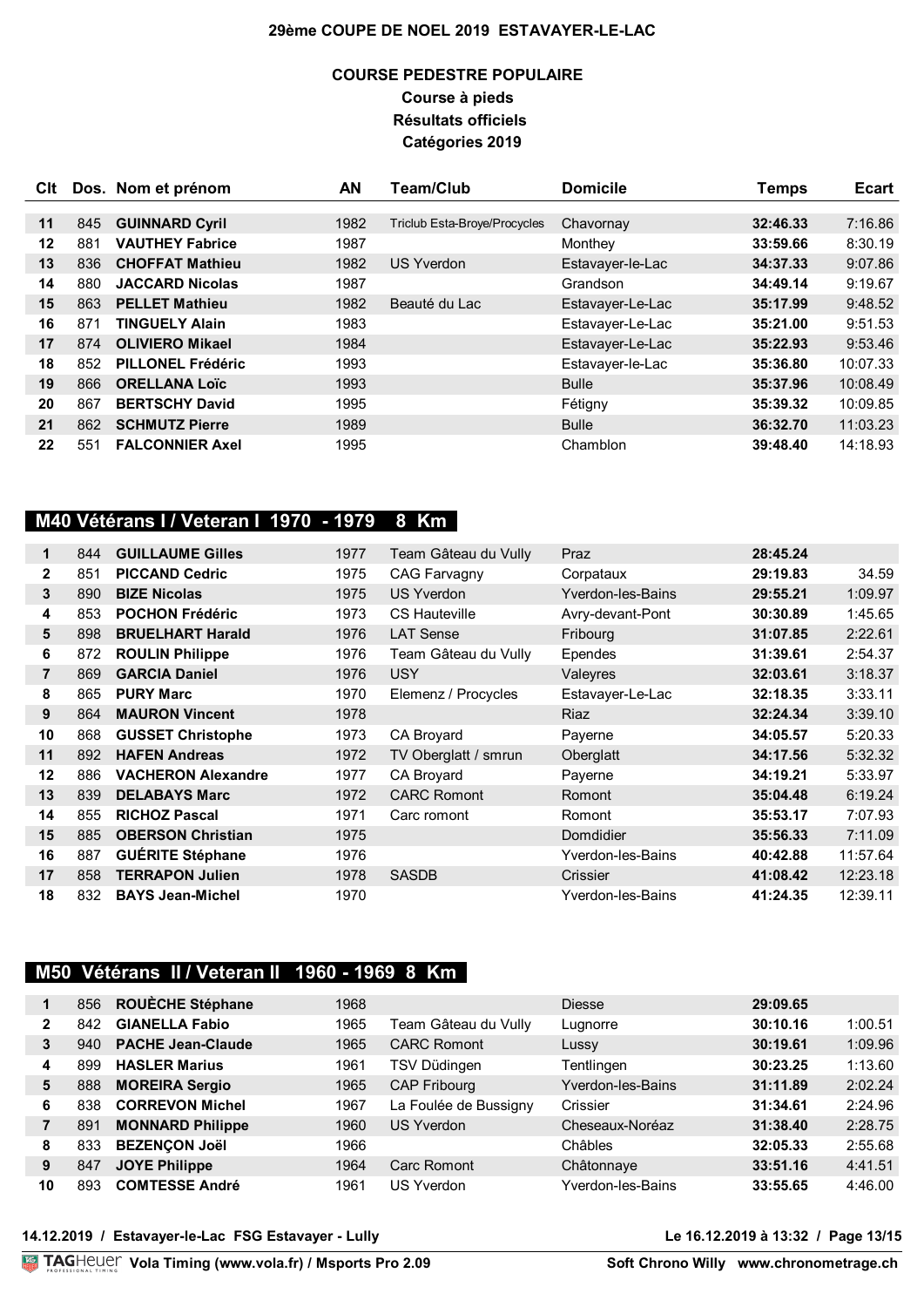# 29ème COUPE DE NOEL 2019 ESTAVAYER-LE-LAC

## COURSE PEDESTRE POPULAIRE

### Course à pieds

### Résultats officiels

### Catégories 2019

| Clt | Dos. | Nom et prénom | AN | Team/Club | Domicile | Temps | Ecart |
|---|---|---|---|---|---|---|---|
| 11 | 845 | **GUINNARD Cyril** | 1982 | Triclub Esta-Broye/Procycles | Chavornay | **32:46.33** | 7:16.86 |
| 12 | 881 | **VAUTHEY Fabrice** | 1987 | | Monthey | **33:59.66** | 8:30.19 |
| 13 | 836 | **CHOFFAT Mathieu** | 1982 | US Yverdon | Estavayer-le-Lac | **34:37.33** | 9:07.86 |
| 14 | 880 | **JACCARD Nicolas** | 1987 | | Grandson | **34:49.14** | 9:19.67 |
| 15 | 863 | **PELLET Mathieu** | 1982 | Beauté du Lac | Estavayer-Le-Lac | **35:17.99** | 9:48.52 |
| 16 | 871 | **TINGUELY Alain** | 1983 | | Estavayer-Le-Lac | **35:21.00** | 9:51.53 |
| 17 | 874 | **OLIVIERO Mikael** | 1984 | | Estavayer-Le-Lac | **35:22.93** | 9:53.46 |
| 18 | 852 | **PILLONEL Frédéric** | 1993 | | Estavayer-le-Lac | **35:36.80** | 10:07.33 |
| 19 | 866 | **ORELLANA Loïc** | 1993 | | Bulle | **35:37.96** | 10:08.49 |
| 20 | 867 | **BERTSCHY David** | 1995 | | Fétigny | **35:39.32** | 10:09.85 |
| 21 | 862 | **SCHMUTZ Pierre** | 1989 | | Bulle | **36:32.70** | 11:03.23 |
| 22 | 551 | **FALCONNIER Axel** | 1995 | | Chamblon | **39:48.40** | 14:18.93 |

## M40 Vétérans I / Veteran I 1970 - 1979 8 Km

| Clt | Dos. | Nom et prénom | AN | Team/Club | Domicile | Temps | Ecart |
|---|---|---|---|---|---|---|---|
| 1 | 844 | **GUILLAUME Gilles** | 1977 | Team Gâteau du Vully | Praz | **28:45.24** | |
| 2 | 851 | **PICCAND Cedric** | 1975 | CAG Farvagny | Corpataux | **29:19.83** | 34.59 |
| 3 | 890 | **BIZE Nicolas** | 1975 | US Yverdon | Yverdon-les-Bains | **29:55.21** | 1:09.97 |
| 4 | 853 | **POCHON Frédéric** | 1973 | CS Hauteville | Avry-devant-Pont | **30:30.89** | 1:45.65 |
| 5 | 898 | **BRUELHART Harald** | 1976 | LAT Sense | Fribourg | **31:07.85** | 2:22.61 |
| 6 | 872 | **ROULIN Philippe** | 1976 | Team Gâteau du Vully | Ependes | **31:39.61** | 2:54.37 |
| 7 | 869 | **GARCIA Daniel** | 1976 | USY | Valeyres | **32:03.61** | 3:18.37 |
| 8 | 865 | **PURY Marc** | 1970 | Elemenz / Procycles | Estavayer-Le-Lac | **32:18.35** | 3:33.11 |
| 9 | 864 | **MAURON Vincent** | 1978 | | Riaz | **32:24.34** | 3:39.10 |
| 10 | 868 | **GUSSET Christophe** | 1973 | CA Broyard | Payerne | **34:05.57** | 5:20.33 |
| 11 | 892 | **HAFEN Andreas** | 1972 | TV Oberglatt / smrun | Oberglatt | **34:17.56** | 5:32.32 |
| 12 | 886 | **VACHERON Alexandre** | 1977 | CA Broyard | Payerne | **34:19.21** | 5:33.97 |
| 13 | 839 | **DELABAYS Marc** | 1972 | CARC Romont | Romont | **35:04.48** | 6:19.24 |
| 14 | 855 | **RICHOZ Pascal** | 1971 | Carc romont | Romont | **35:53.17** | 7:07.93 |
| 15 | 885 | **OBERSON Christian** | 1975 | | Domdidier | **35:56.33** | 7:11.09 |
| 16 | 887 | **GUÉRITE Stéphane** | 1976 | | Yverdon-les-Bains | **40:42.88** | 11:57.64 |
| 17 | 858 | **TERRAPON Julien** | 1978 | SASDB | Crissier | **41:08.42** | 12:23.18 |
| 18 | 832 | **BAYS Jean-Michel** | 1970 | | Yverdon-les-Bains | **41:24.35** | 12:39.11 |

## M50 Vétérans II / Veteran II 1960 - 1969 8 Km

| Clt | Dos. | Nom et prénom | AN | Team/Club | Domicile | Temps | Ecart |
|---|---|---|---|---|---|---|---|
| 1 | 856 | **ROUÈCHE Stéphane** | 1968 | | Diesse | **29:09.65** | |
| 2 | 842 | **GIANELLA Fabio** | 1965 | Team Gâteau du Vully | Lugnorre | **30:10.16** | 1:00.51 |
| 3 | 940 | **PACHE Jean-Claude** | 1965 | CARC Romont | Lussy | **30:19.61** | 1:09.96 |
| 4 | 899 | **HASLER Marius** | 1961 | TSV Düdingen | Tentlingen | **30:23.25** | 1:13.60 |
| 5 | 888 | **MOREIRA Sergio** | 1965 | CAP Fribourg | Yverdon-les-Bains | **31:11.89** | 2:02.24 |
| 6 | 838 | **CORREVON Michel** | 1967 | La Foulée de Bussigny | Crissier | **31:34.61** | 2:24.96 |
| 7 | 891 | **MONNARD Philippe** | 1960 | US Yverdon | Cheseaux-Noréaz | **31:38.40** | 2:28.75 |
| 8 | 833 | **BEZENÇON Joël** | 1966 | | Châbles | **32:05.33** | 2:55.68 |
| 9 | 847 | **JOYE Philippe** | 1964 | Carc Romont | Châtonnaye | **33:51.16** | 4:41.51 |
| 10 | 893 | **COMTESSE André** | 1961 | US Yverdon | Yverdon-les-Bains | **33:55.65** | 4:46.00 |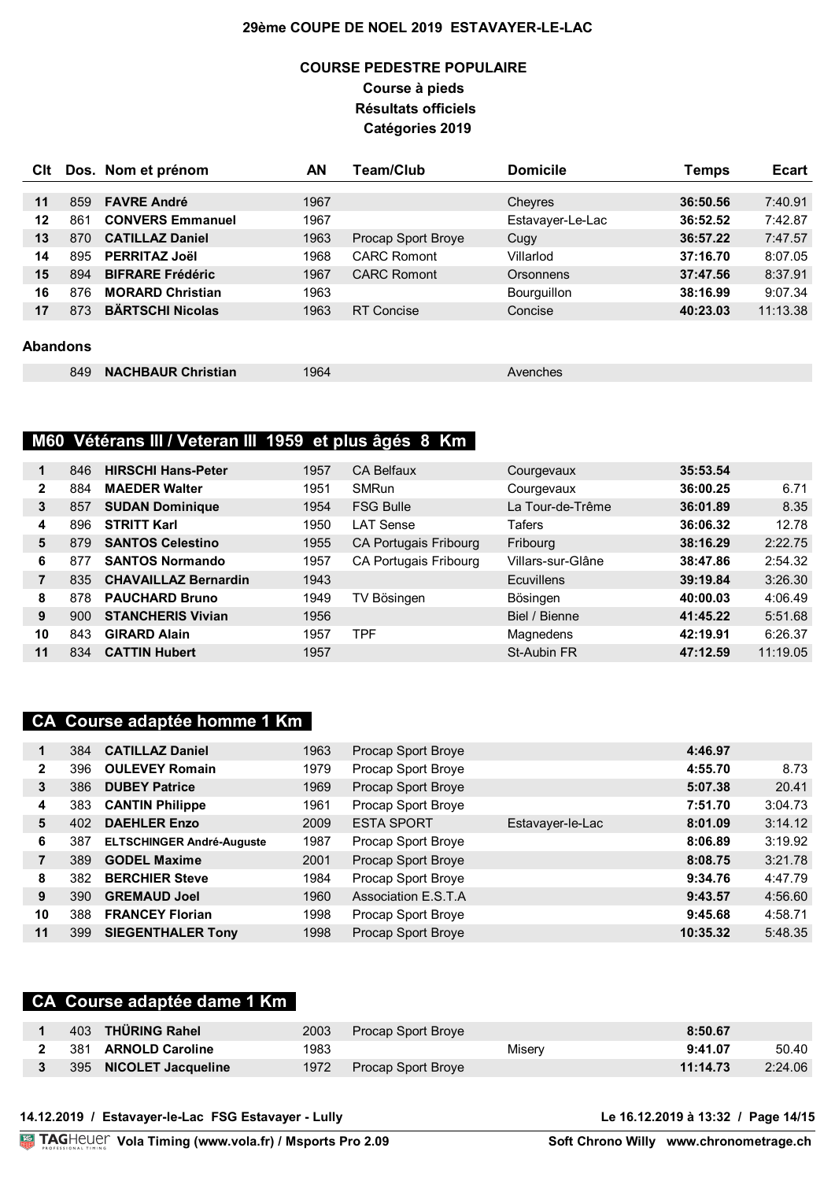# 29ème COUPE DE NOEL 2019 ESTAVAYER-LE-LAC

## COURSE PEDESTRE POPULAIRE

### Course à pieds

### Résultats officiels

### Catégories 2019

| Clt | Dos. | Nom et prénom | AN | Team/Club | Domicile | Temps | Ecart |
|---|---|---|---|---|---|---|---|
| 11 | 859 | **FAVRE André** | 1967 | | Cheyres | **36:50.56** | 7:40.91 |
| 12 | 861 | **CONVERS Emmanuel** | 1967 | | Estavayer-Le-Lac | **36:52.52** | 7:42.87 |
| 13 | 870 | **CATILLAZ Daniel** | 1963 | Procap Sport Broye | Cugy | **36:57.22** | 7:47.57 |
| 14 | 895 | **PERRITAZ Joël** | 1968 | CARC Romont | Villarlod | **37:16.70** | 8:07.05 |
| 15 | 894 | **BIFRARE Frédéric** | 1967 | CARC Romont | Orsonnens | **37:47.56** | 8:37.91 |
| 16 | 876 | **MORARD Christian** | 1963 | | Bourguillon | **38:16.99** | 9:07.34 |
| 17 | 873 | **BÄRTSCHI Nicolas** | 1963 | RT Concise | Concise | **40:23.03** | 11:13.38 |

**Abandons**

| Clt | Dos. | Nom et prénom | AN | Team/Club | Domicile | Temps | Ecart |
|---|---|---|---|---|---|---|---|
| | 849 | **NACHBAUR Christian** | 1964 | | Avenches | | |

## M60 Vétérans III / Veteran III 1959 et plus âgés 8 Km

| Clt | Dos. | Nom et prénom | AN | Team/Club | Domicile | Temps | Ecart |
|---|---|---|---|---|---|---|---|
| 1 | 846 | **HIRSCHI Hans-Peter** | 1957 | CA Belfaux | Courgevaux | **35:53.54** | |
| 2 | 884 | **MAEDER Walter** | 1951 | SMRun | Courgevaux | **36:00.25** | 6.71 |
| 3 | 857 | **SUDAN Dominique** | 1954 | FSG Bulle | La Tour-de-Trême | **36:01.89** | 8.35 |
| 4 | 896 | **STRITT Karl** | 1950 | LAT Sense | Tafers | **36:06.32** | 12.78 |
| 5 | 879 | **SANTOS Celestino** | 1955 | CA Portugais Fribourg | Fribourg | **38:16.29** | 2:22.75 |
| 6 | 877 | **SANTOS Normando** | 1957 | CA Portugais Fribourg | Villars-sur-Glâne | **38:47.86** | 2:54.32 |
| 7 | 835 | **CHAVAILLAZ Bernardin** | 1943 | | Ecuvillens | **39:19.84** | 3:26.30 |
| 8 | 878 | **PAUCHARD Bruno** | 1949 | TV Bösingen | Bösingen | **40:00.03** | 4:06.49 |
| 9 | 900 | **STANCHERIS Vivian** | 1956 | | Biel / Bienne | **41:45.22** | 5:51.68 |
| 10 | 843 | **GIRARD Alain** | 1957 | TPF | Magnedens | **42:19.91** | 6:26.37 |
| 11 | 834 | **CATTIN Hubert** | 1957 | | St-Aubin FR | **47:12.59** | 11:19.05 |

## CA Course adaptée homme 1 Km

| Clt | Dos. | Nom et prénom | AN | Team/Club | Domicile | Temps | Ecart |
|---|---|---|---|---|---|---|---|
| 1 | 384 | **CATILLAZ Daniel** | 1963 | Procap Sport Broye | | **4:46.97** | |
| 2 | 396 | **OULEVEY Romain** | 1979 | Procap Sport Broye | | **4:55.70** | 8.73 |
| 3 | 386 | **DUBEY Patrice** | 1969 | Procap Sport Broye | | **5:07.38** | 20.41 |
| 4 | 383 | **CANTIN Philippe** | 1961 | Procap Sport Broye | | **7:51.70** | 3:04.73 |
| 5 | 402 | **DAEHLER Enzo** | 2009 | ESTA SPORT | Estavayer-le-Lac | **8:01.09** | 3:14.12 |
| 6 | 387 | **ELTSCHINGER André-Auguste** | 1987 | Procap Sport Broye | | **8:06.89** | 3:19.92 |
| 7 | 389 | **GODEL Maxime** | 2001 | Procap Sport Broye | | **8:08.75** | 3:21.78 |
| 8 | 382 | **BERCHIER Steve** | 1984 | Procap Sport Broye | | **9:34.76** | 4:47.79 |
| 9 | 390 | **GREMAUD Joel** | 1960 | Association E.S.T.A | | **9:43.57** | 4:56.60 |
| 10 | 388 | **FRANCEY Florian** | 1998 | Procap Sport Broye | | **9:45.68** | 4:58.71 |
| 11 | 399 | **SIEGENTHALER Tony** | 1998 | Procap Sport Broye | | **10:35.32** | 5:48.35 |

## CA Course adaptée dame 1 Km

| Clt | Dos. | Nom et prénom | AN | Team/Club | Domicile | Temps | Ecart |
|---|---|---|---|---|---|---|---|
| 1 | 403 | **THÜRING Rahel** | 2003 | Procap Sport Broye | | **8:50.67** | |
| 2 | 381 | **ARNOLD Caroline** | 1983 | | Misery | **9:41.07** | 50.40 |
| 3 | 395 | **NICOLET Jacqueline** | 1972 | Procap Sport Broye | | **11:14.73** | 2:24.06 |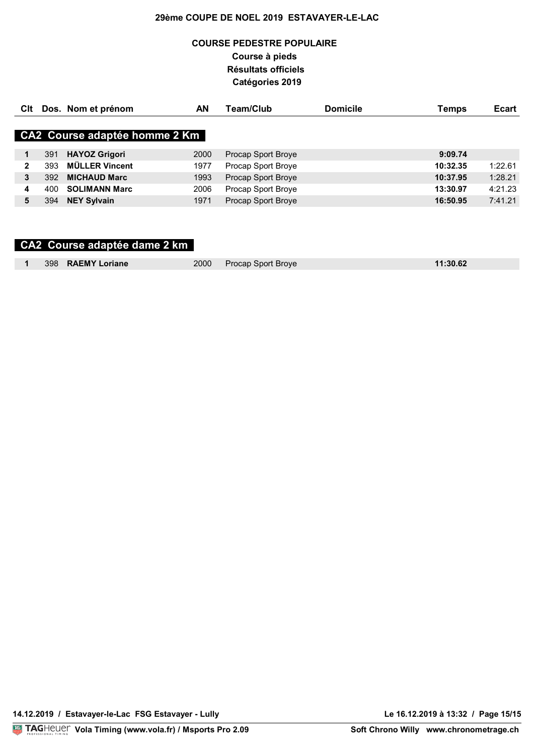# 29ème COUPE DE NOEL 2019 ESTAVAYER-LE-LAC

## COURSE PEDESTRE POPULAIRE

**Course à pieds**

**Résultats officiels**

**Catégories 2019**

### CA2 Course adaptée homme 2 Km

| Clt | Dos. | Nom et prénom | AN | Team/Club | Domicile | Temps | Ecart |
|---|---|---|---|---|---|---|---|
| 1 | 391 | **HAYOZ Grigori** | 2000 | Procap Sport Broye | | **9:09.74** | |
| 2 | 393 | **MÜLLER Vincent** | 1977 | Procap Sport Broye | | **10:32.35** | 1:22.61 |
| 3 | 392 | **MICHAUD Marc** | 1993 | Procap Sport Broye | | **10:37.95** | 1:28.21 |
| 4 | 400 | **SOLIMANN Marc** | 2006 | Procap Sport Broye | | **13:30.97** | 4:21.23 |
| 5 | 394 | **NEY Sylvain** | 1971 | Procap Sport Broye | | **16:50.95** | 7:41.21 |

### CA2 Course adaptée dame 2 km

| Clt | Dos. | Nom et prénom | AN | Team/Club | Domicile | Temps | Ecart |
|---|---|---|---|---|---|---|---|
| 1 | 398 | **RAEMY Loriane** | 2000 | Procap Sport Broye | | **11:30.62** | |

14.12.2019 / Estavayer-le-Lac FSG Estavayer - Lully

Le 16.12.2019 à 13:32

TAGHeuer Vola Timing (www.vola.fr) / Msports Pro 2.09

Soft Chrono Willy www.chronometrage.ch